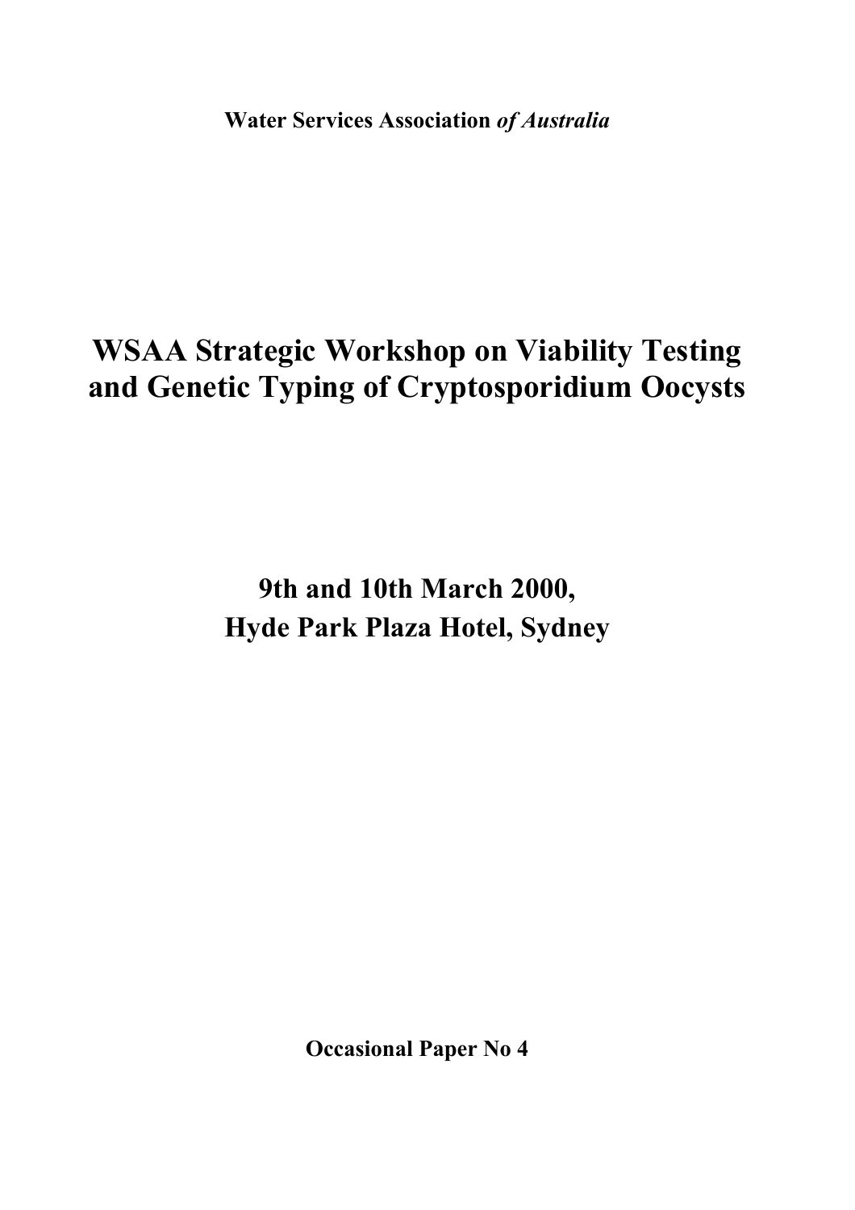**Water Services Association *of Australia***

# WSAA Strategic Workshop on Viability Testing and Genetic Typing of Cryptosporidium Oocysts

## 9th and 10th March 2000, Hyde Park Plaza Hotel, Sydney

**Occasional Paper No 4**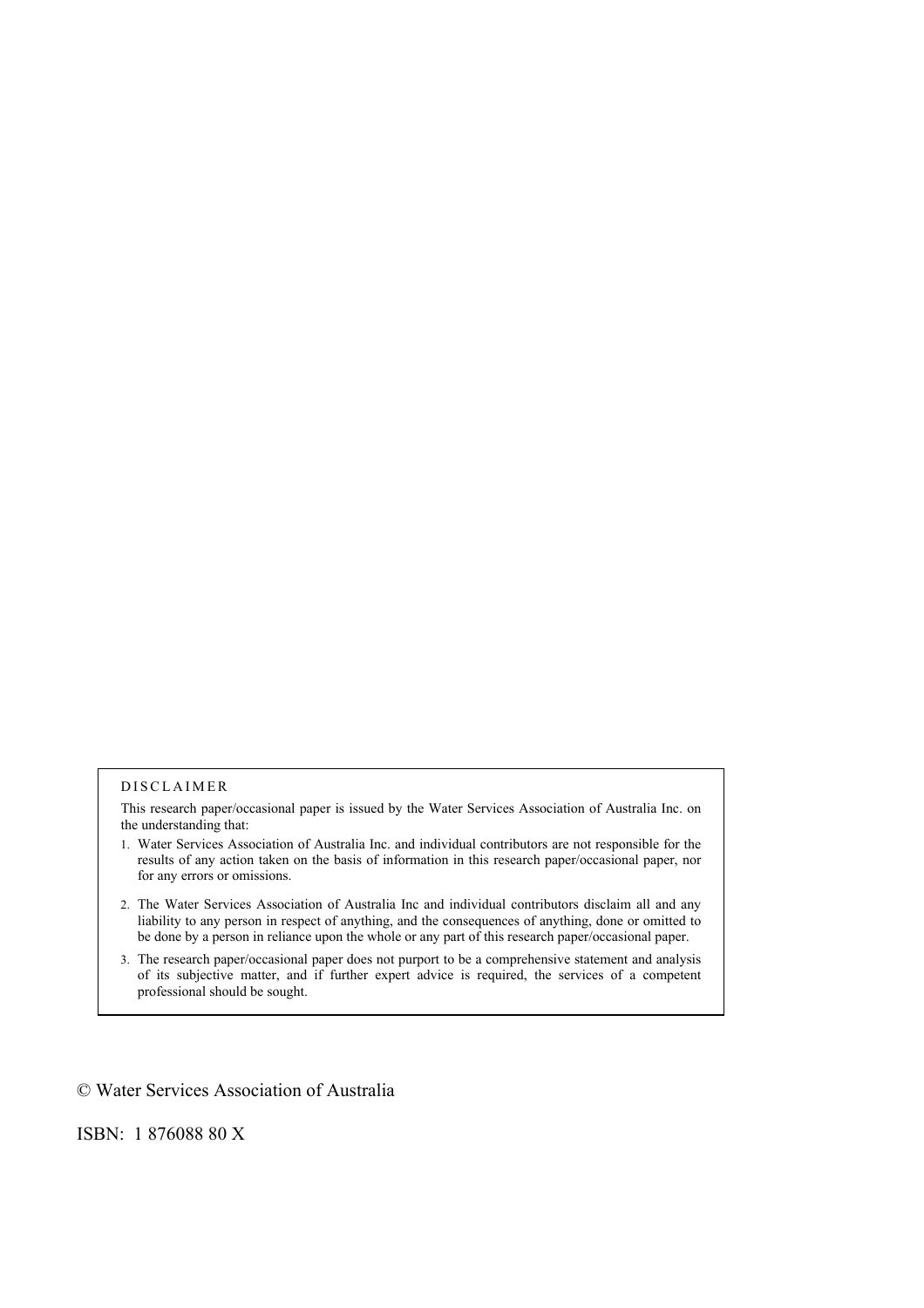DISCLAIMER

This research paper/occasional paper is issued by the Water Services Association of Australia Inc. on the understanding that:

1. Water Services Association of Australia Inc. and individual contributors are not responsible for the results of any action taken on the basis of information in this research paper/occasional paper, nor for any errors or omissions.
2. The Water Services Association of Australia Inc and individual contributors disclaim all and any liability to any person in respect of anything, and the consequences of anything, done or omitted to be done by a person in reliance upon the whole or any part of this research paper/occasional paper.
3. The research paper/occasional paper does not purport to be a comprehensive statement and analysis of its subjective matter, and if further expert advice is required, the services of a competent professional should be sought.

© Water Services Association of Australia

ISBN: 1 876088 80 X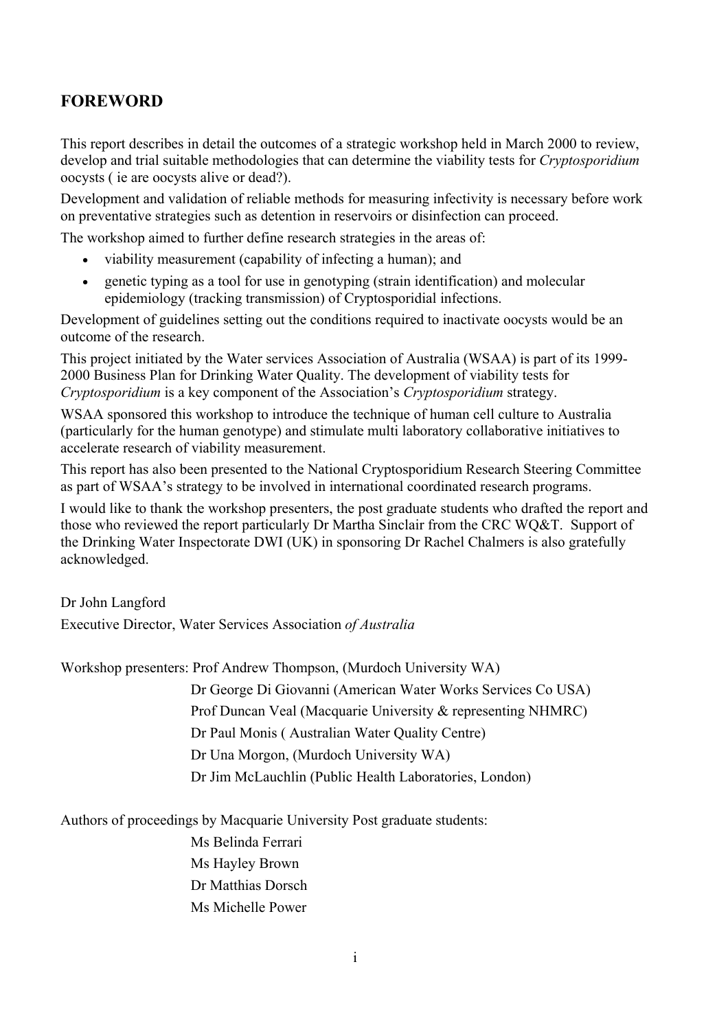## FOREWORD

This report describes in detail the outcomes of a strategic workshop held in March 2000 to review, develop and trial suitable methodologies that can determine the viability tests for *Cryptosporidium* oocysts ( ie are oocysts alive or dead?).

Development and validation of reliable methods for measuring infectivity is necessary before work on preventative strategies such as detention in reservoirs or disinfection can proceed.

The workshop aimed to further define research strategies in the areas of:

- viability measurement (capability of infecting a human); and
- genetic typing as a tool for use in genotyping (strain identification) and molecular epidemiology (tracking transmission) of Cryptosporidial infections.

Development of guidelines setting out the conditions required to inactivate oocysts would be an outcome of the research.

This project initiated by the Water services Association of Australia (WSAA) is part of its 1999-2000 Business Plan for Drinking Water Quality. The development of viability tests for *Cryptosporidium* is a key component of the Association's *Cryptosporidium* strategy.

WSAA sponsored this workshop to introduce the technique of human cell culture to Australia (particularly for the human genotype) and stimulate multi laboratory collaborative initiatives to accelerate research of viability measurement.

This report has also been presented to the National Cryptosporidium Research Steering Committee as part of WSAA's strategy to be involved in international coordinated research programs.

I would like to thank the workshop presenters, the post graduate students who drafted the report and those who reviewed the report particularly Dr Martha Sinclair from the CRC WQ&T. Support of the Drinking Water Inspectorate DWI (UK) in sponsoring Dr Rachel Chalmers is also gratefully acknowledged.

Dr John Langford

Executive Director, Water Services Association *of Australia*

Workshop presenters: Prof Andrew Thompson, (Murdoch University WA)
Dr George Di Giovanni (American Water Works Services Co USA)
Prof Duncan Veal (Macquarie University & representing NHMRC)
Dr Paul Monis ( Australian Water Quality Centre)
Dr Una Morgon, (Murdoch University WA)
Dr Jim McLauchlin (Public Health Laboratories, London)

Authors of proceedings by Macquarie University Post graduate students:
Ms Belinda Ferrari
Ms Hayley Brown
Dr Matthias Dorsch
Ms Michelle Power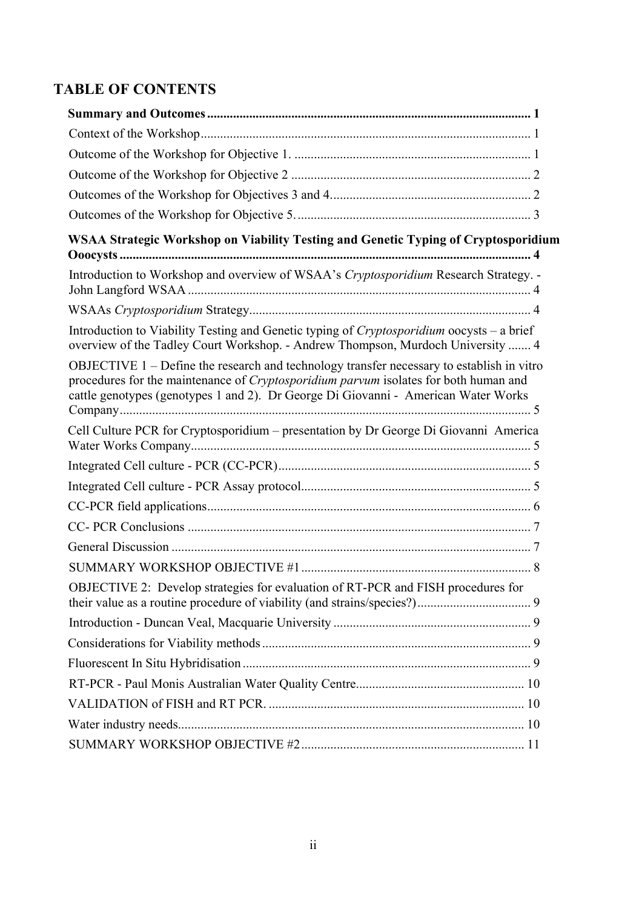# TABLE OF CONTENTS

**Summary and Outcomes** .......... **1**

Context of the Workshop .......... 1

Outcome of the Workshop for Objective 1. .......... 1

Outcome of the Workshop for Objective 2 .......... 2

Outcomes of the Workshop for Objectives 3 and 4 .......... 2

Outcomes of the Workshop for Objective 5. .......... 3

**WSAA Strategic Workshop on Viability Testing and Genetic Typing of Cryptosporidium Ooocysts** .......... **4**

Introduction to Workshop and overview of WSAA's *Cryptosporidium* Research Strategy. - John Langford WSAA .......... 4

WSAAs *Cryptosporidium* Strategy .......... 4

Introduction to Viability Testing and Genetic typing of *Cryptosporidium* oocysts – a brief overview of the Tadley Court Workshop. - Andrew Thompson, Murdoch University .......... 4

OBJECTIVE 1 – Define the research and technology transfer necessary to establish in vitro procedures for the maintenance of *Cryptosporidium parvum* isolates for both human and cattle genotypes (genotypes 1 and 2). Dr George Di Giovanni - American Water Works Company .......... 5

Cell Culture PCR for Cryptosporidium – presentation by Dr George Di Giovanni America Water Works Company .......... 5

Integrated Cell culture - PCR (CC-PCR) .......... 5

Integrated Cell culture - PCR Assay protocol .......... 5

CC-PCR field applications .......... 6

CC- PCR Conclusions .......... 7

General Discussion .......... 7

SUMMARY WORKSHOP OBJECTIVE #1 .......... 8

OBJECTIVE 2: Develop strategies for evaluation of RT-PCR and FISH procedures for their value as a routine procedure of viability (and strains/species?) .......... 9

Introduction - Duncan Veal, Macquarie University .......... 9

Considerations for Viability methods .......... 9

Fluorescent In Situ Hybridisation .......... 9

RT-PCR - Paul Monis Australian Water Quality Centre .......... 10

VALIDATION of FISH and RT PCR. .......... 10

Water industry needs .......... 10

SUMMARY WORKSHOP OBJECTIVE #2 .......... 11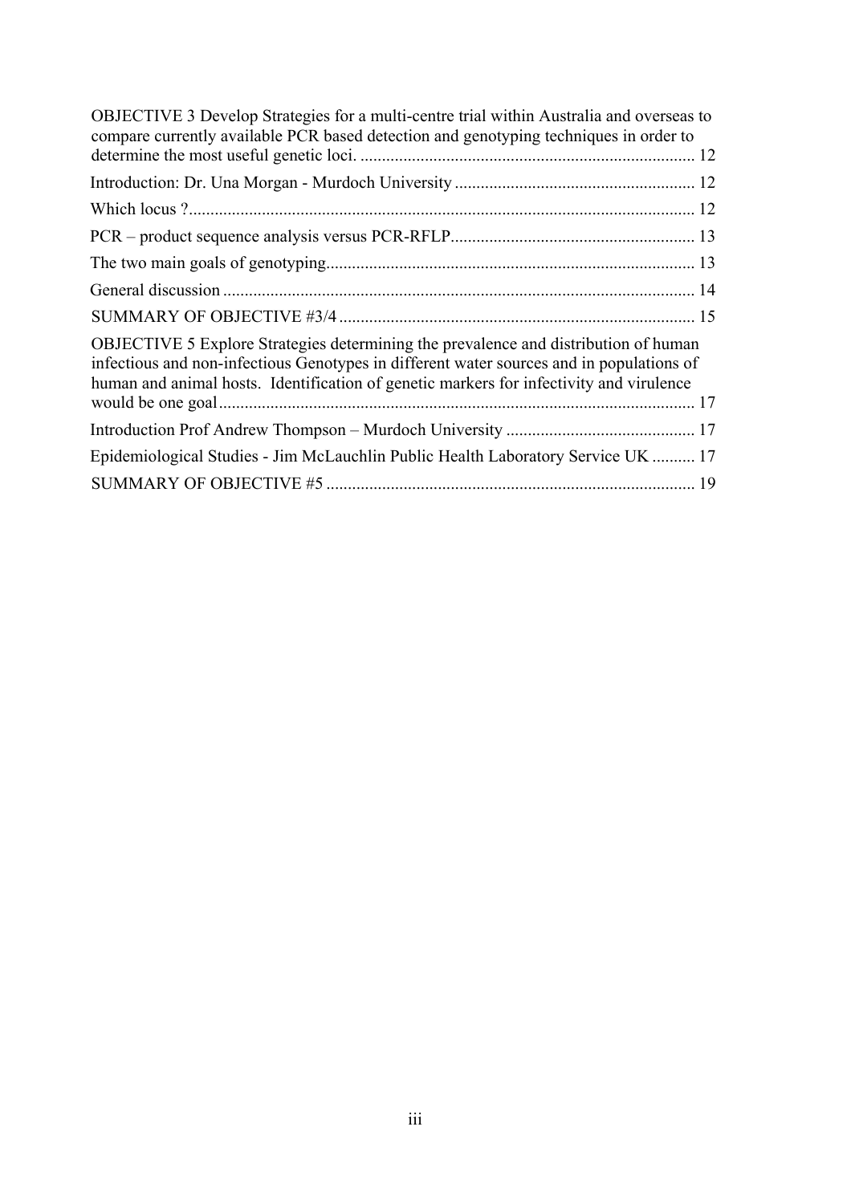OBJECTIVE 3 Develop Strategies for a multi-centre trial within Australia and overseas to compare currently available PCR based detection and genotyping techniques in order to determine the most useful genetic loci. ............................................................................ 12

Introduction: Dr. Una Morgan - Murdoch University ........................................................ 12

Which locus ?..................................................................................................................... 12

PCR – product sequence analysis versus PCR-RFLP......................................................... 13

The two main goals of genotyping...................................................................................... 13

General discussion ............................................................................................................. 14

SUMMARY OF OBJECTIVE #3/4 .................................................................................. 15

OBJECTIVE 5 Explore Strategies determining the prevalence and distribution of human infectious and non-infectious Genotypes in different water sources and in populations of human and animal hosts. Identification of genetic markers for infectivity and virulence would be one goal.............................................................................................................. 17

Introduction Prof Andrew Thompson – Murdoch University ............................................ 17

Epidemiological Studies - Jim McLauchlin Public Health Laboratory Service UK .......... 17

SUMMARY OF OBJECTIVE #5 ..................................................................................... 19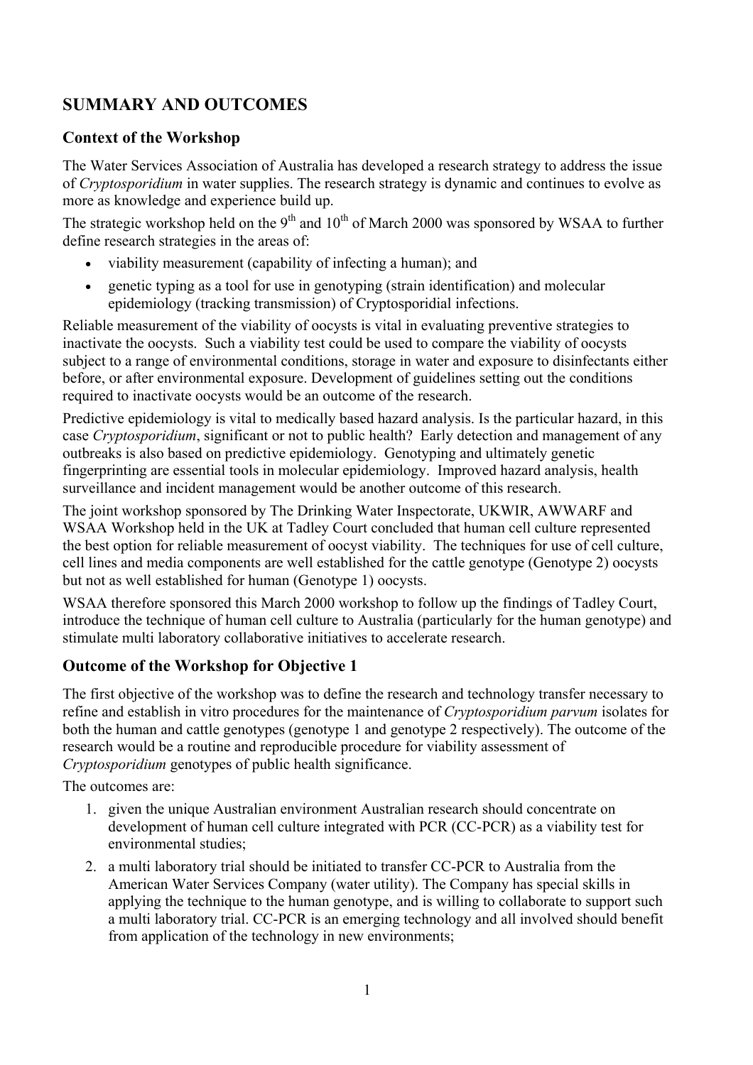## SUMMARY AND OUTCOMES

### Context of the Workshop

The Water Services Association of Australia has developed a research strategy to address the issue of *Cryptosporidium* in water supplies. The research strategy is dynamic and continues to evolve as more as knowledge and experience build up.

The strategic workshop held on the 9th and 10th of March 2000 was sponsored by WSAA to further define research strategies in the areas of:

- viability measurement (capability of infecting a human); and
- genetic typing as a tool for use in genotyping (strain identification) and molecular epidemiology (tracking transmission) of Cryptosporidial infections.

Reliable measurement of the viability of oocysts is vital in evaluating preventive strategies to inactivate the oocysts. Such a viability test could be used to compare the viability of oocysts subject to a range of environmental conditions, storage in water and exposure to disinfectants either before, or after environmental exposure. Development of guidelines setting out the conditions required to inactivate oocysts would be an outcome of the research.

Predictive epidemiology is vital to medically based hazard analysis. Is the particular hazard, in this case *Cryptosporidium*, significant or not to public health? Early detection and management of any outbreaks is also based on predictive epidemiology. Genotyping and ultimately genetic fingerprinting are essential tools in molecular epidemiology. Improved hazard analysis, health surveillance and incident management would be another outcome of this research.

The joint workshop sponsored by The Drinking Water Inspectorate, UKWIR, AWWARF and WSAA Workshop held in the UK at Tadley Court concluded that human cell culture represented the best option for reliable measurement of oocyst viability. The techniques for use of cell culture, cell lines and media components are well established for the cattle genotype (Genotype 2) oocysts but not as well established for human (Genotype 1) oocysts.

WSAA therefore sponsored this March 2000 workshop to follow up the findings of Tadley Court, introduce the technique of human cell culture to Australia (particularly for the human genotype) and stimulate multi laboratory collaborative initiatives to accelerate research.

### Outcome of the Workshop for Objective 1

The first objective of the workshop was to define the research and technology transfer necessary to refine and establish in vitro procedures for the maintenance of *Cryptosporidium parvum* isolates for both the human and cattle genotypes (genotype 1 and genotype 2 respectively). The outcome of the research would be a routine and reproducible procedure for viability assessment of *Cryptosporidium* genotypes of public health significance.

The outcomes are:

1. given the unique Australian environment Australian research should concentrate on development of human cell culture integrated with PCR (CC-PCR) as a viability test for environmental studies;
2. a multi laboratory trial should be initiated to transfer CC-PCR to Australia from the American Water Services Company (water utility). The Company has special skills in applying the technique to the human genotype, and is willing to collaborate to support such a multi laboratory trial. CC-PCR is an emerging technology and all involved should benefit from application of the technology in new environments;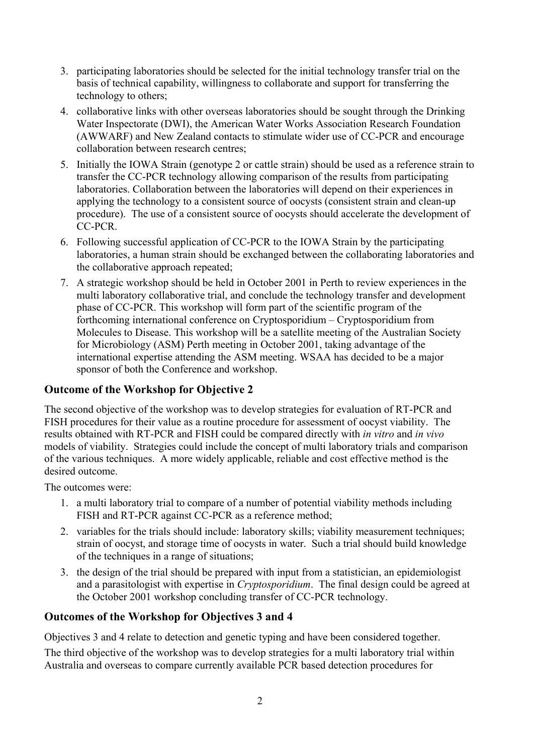3. participating laboratories should be selected for the initial technology transfer trial on the basis of technical capability, willingness to collaborate and support for transferring the technology to others;
4. collaborative links with other overseas laboratories should be sought through the Drinking Water Inspectorate (DWI), the American Water Works Association Research Foundation (AWWARF) and New Zealand contacts to stimulate wider use of CC-PCR and encourage collaboration between research centres;
5. Initially the IOWA Strain (genotype 2 or cattle strain) should be used as a reference strain to transfer the CC-PCR technology allowing comparison of the results from participating laboratories. Collaboration between the laboratories will depend on their experiences in applying the technology to a consistent source of oocysts (consistent strain and clean-up procedure). The use of a consistent source of oocysts should accelerate the development of CC-PCR.
6. Following successful application of CC-PCR to the IOWA Strain by the participating laboratories, a human strain should be exchanged between the collaborating laboratories and the collaborative approach repeated;
7. A strategic workshop should be held in October 2001 in Perth to review experiences in the multi laboratory collaborative trial, and conclude the technology transfer and development phase of CC-PCR. This workshop will form part of the scientific program of the forthcoming international conference on Cryptosporidium – Cryptosporidium from Molecules to Disease. This workshop will be a satellite meeting of the Australian Society for Microbiology (ASM) Perth meeting in October 2001, taking advantage of the international expertise attending the ASM meeting. WSAA has decided to be a major sponsor of both the Conference and workshop.

## Outcome of the Workshop for Objective 2

The second objective of the workshop was to develop strategies for evaluation of RT-PCR and FISH procedures for their value as a routine procedure for assessment of oocyst viability. The results obtained with RT-PCR and FISH could be compared directly with *in vitro* and *in vivo* models of viability. Strategies could include the concept of multi laboratory trials and comparison of the various techniques. A more widely applicable, reliable and cost effective method is the desired outcome.

The outcomes were:

1. a multi laboratory trial to compare of a number of potential viability methods including FISH and RT-PCR against CC-PCR as a reference method;
2. variables for the trials should include: laboratory skills; viability measurement techniques; strain of oocyst, and storage time of oocysts in water. Such a trial should build knowledge of the techniques in a range of situations;
3. the design of the trial should be prepared with input from a statistician, an epidemiologist and a parasitologist with expertise in *Cryptosporidium*. The final design could be agreed at the October 2001 workshop concluding transfer of CC-PCR technology.

## Outcomes of the Workshop for Objectives 3 and 4

Objectives 3 and 4 relate to detection and genetic typing and have been considered together.

The third objective of the workshop was to develop strategies for a multi laboratory trial within Australia and overseas to compare currently available PCR based detection procedures for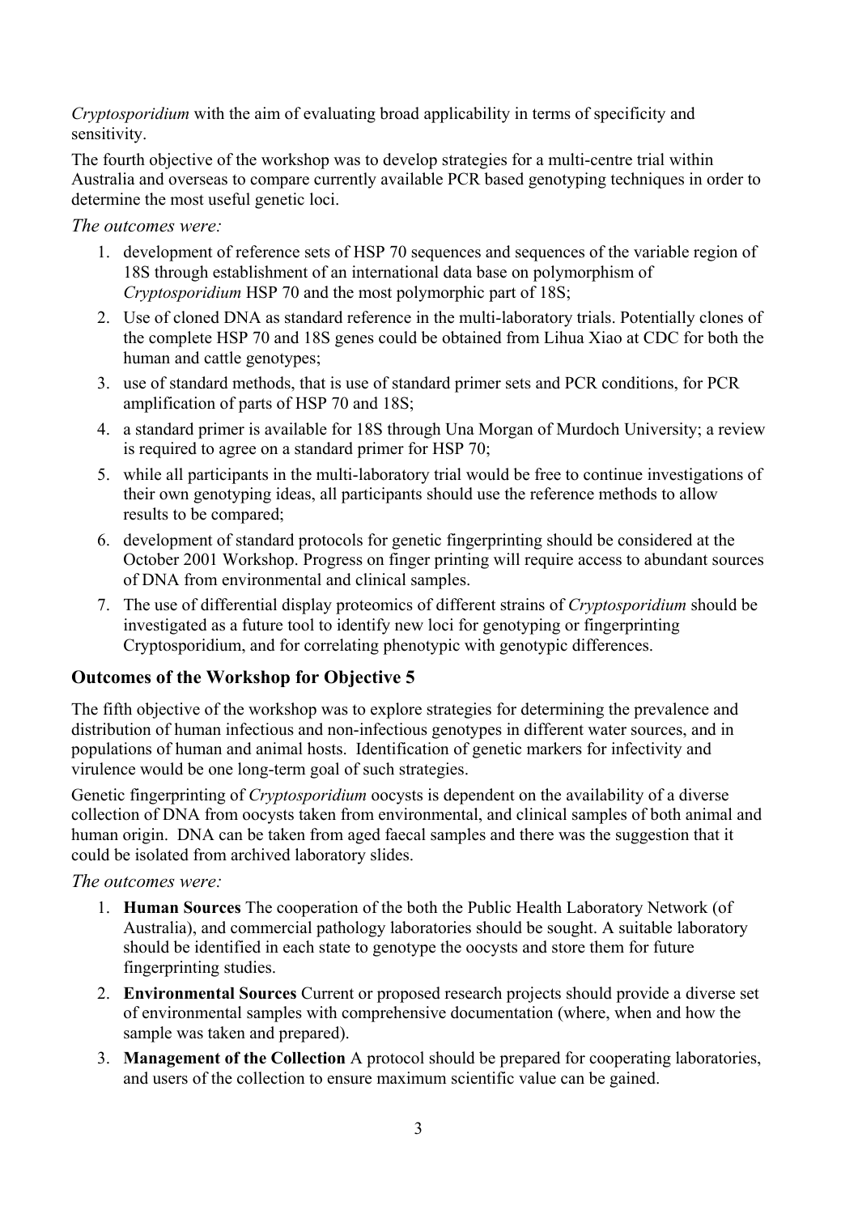*Cryptosporidium* with the aim of evaluating broad applicability in terms of specificity and sensitivity.

The fourth objective of the workshop was to develop strategies for a multi-centre trial within Australia and overseas to compare currently available PCR based genotyping techniques in order to determine the most useful genetic loci.

*The outcomes were:*

1. development of reference sets of HSP 70 sequences and sequences of the variable region of 18S through establishment of an international data base on polymorphism of *Cryptosporidium* HSP 70 and the most polymorphic part of 18S;
2. Use of cloned DNA as standard reference in the multi-laboratory trials. Potentially clones of the complete HSP 70 and 18S genes could be obtained from Lihua Xiao at CDC for both the human and cattle genotypes;
3. use of standard methods, that is use of standard primer sets and PCR conditions, for PCR amplification of parts of HSP 70 and 18S;
4. a standard primer is available for 18S through Una Morgan of Murdoch University; a review is required to agree on a standard primer for HSP 70;
5. while all participants in the multi-laboratory trial would be free to continue investigations of their own genotyping ideas, all participants should use the reference methods to allow results to be compared;
6. development of standard protocols for genetic fingerprinting should be considered at the October 2001 Workshop. Progress on finger printing will require access to abundant sources of DNA from environmental and clinical samples.
7. The use of differential display proteomics of different strains of *Cryptosporidium* should be investigated as a future tool to identify new loci for genotyping or fingerprinting Cryptosporidium, and for correlating phenotypic with genotypic differences.

## Outcomes of the Workshop for Objective 5

The fifth objective of the workshop was to explore strategies for determining the prevalence and distribution of human infectious and non-infectious genotypes in different water sources, and in populations of human and animal hosts. Identification of genetic markers for infectivity and virulence would be one long-term goal of such strategies.

Genetic fingerprinting of *Cryptosporidium* oocysts is dependent on the availability of a diverse collection of DNA from oocysts taken from environmental, and clinical samples of both animal and human origin. DNA can be taken from aged faecal samples and there was the suggestion that it could be isolated from archived laboratory slides.

*The outcomes were:*

1. **Human Sources** The cooperation of the both the Public Health Laboratory Network (of Australia), and commercial pathology laboratories should be sought. A suitable laboratory should be identified in each state to genotype the oocysts and store them for future fingerprinting studies.
2. **Environmental Sources** Current or proposed research projects should provide a diverse set of environmental samples with comprehensive documentation (where, when and how the sample was taken and prepared).
3. **Management of the Collection** A protocol should be prepared for cooperating laboratories, and users of the collection to ensure maximum scientific value can be gained.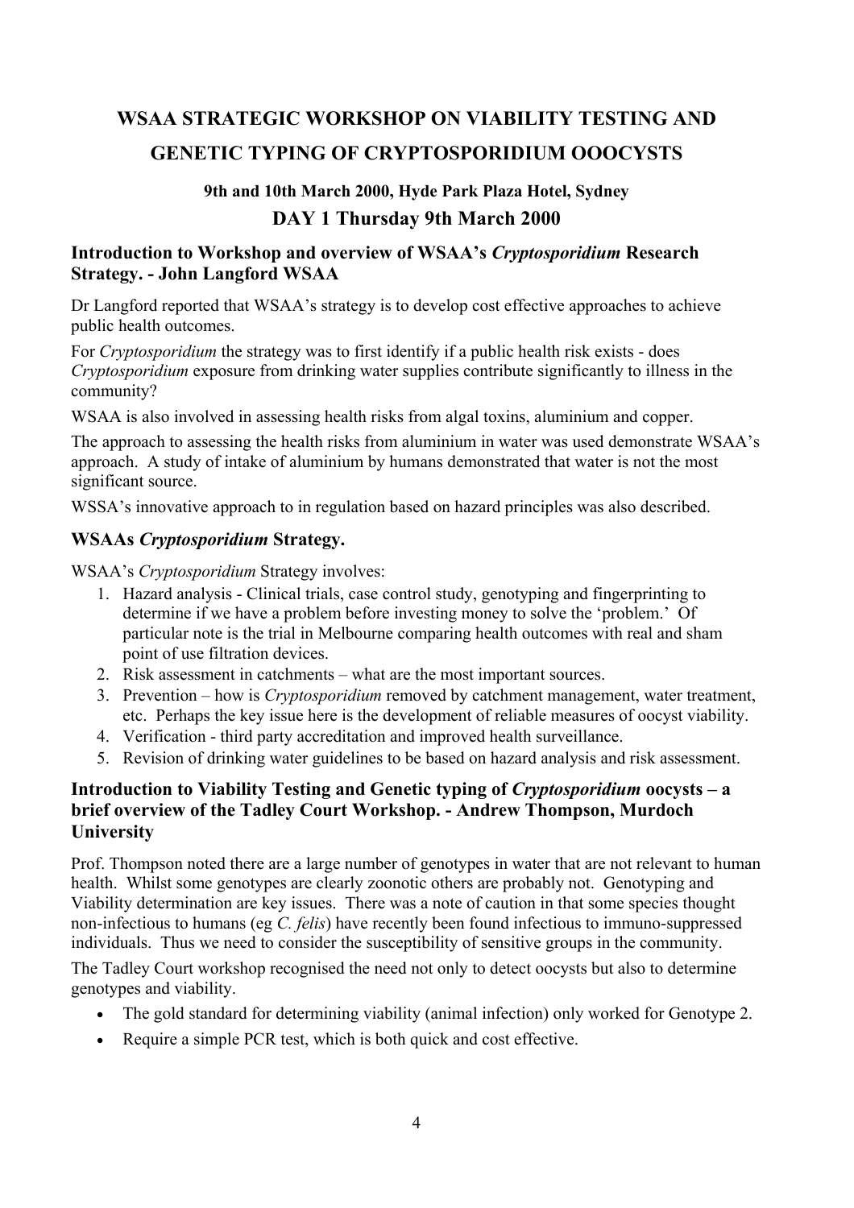# WSAA STRATEGIC WORKSHOP ON VIABILITY TESTING AND GENETIC TYPING OF CRYPTOSPORIDIUM OOOCYSTS

### 9th and 10th March 2000, Hyde Park Plaza Hotel, Sydney

## DAY 1 Thursday 9th March 2000

### Introduction to Workshop and overview of WSAA's *Cryptosporidium* Research Strategy. - John Langford WSAA

Dr Langford reported that WSAA's strategy is to develop cost effective approaches to achieve public health outcomes.

For *Cryptosporidium* the strategy was to first identify if a public health risk exists - does *Cryptosporidium* exposure from drinking water supplies contribute significantly to illness in the community?

WSAA is also involved in assessing health risks from algal toxins, aluminium and copper.

The approach to assessing the health risks from aluminium in water was used demonstrate WSAA's approach. A study of intake of aluminium by humans demonstrated that water is not the most significant source.

WSSA's innovative approach to in regulation based on hazard principles was also described.

### WSAAs *Cryptosporidium* Strategy.

WSAA's *Cryptosporidium* Strategy involves:

1. Hazard analysis - Clinical trials, case control study, genotyping and fingerprinting to determine if we have a problem before investing money to solve the 'problem.' Of particular note is the trial in Melbourne comparing health outcomes with real and sham point of use filtration devices.
2. Risk assessment in catchments – what are the most important sources.
3. Prevention – how is *Cryptosporidium* removed by catchment management, water treatment, etc. Perhaps the key issue here is the development of reliable measures of oocyst viability.
4. Verification - third party accreditation and improved health surveillance.
5. Revision of drinking water guidelines to be based on hazard analysis and risk assessment.

### Introduction to Viability Testing and Genetic typing of *Cryptosporidium* oocysts – a brief overview of the Tadley Court Workshop. - Andrew Thompson, Murdoch University

Prof. Thompson noted there are a large number of genotypes in water that are not relevant to human health. Whilst some genotypes are clearly zoonotic others are probably not. Genotyping and Viability determination are key issues. There was a note of caution in that some species thought non-infectious to humans (eg *C. felis*) have recently been found infectious to immuno-suppressed individuals. Thus we need to consider the susceptibility of sensitive groups in the community.

The Tadley Court workshop recognised the need not only to detect oocysts but also to determine genotypes and viability.

- The gold standard for determining viability (animal infection) only worked for Genotype 2.
- Require a simple PCR test, which is both quick and cost effective.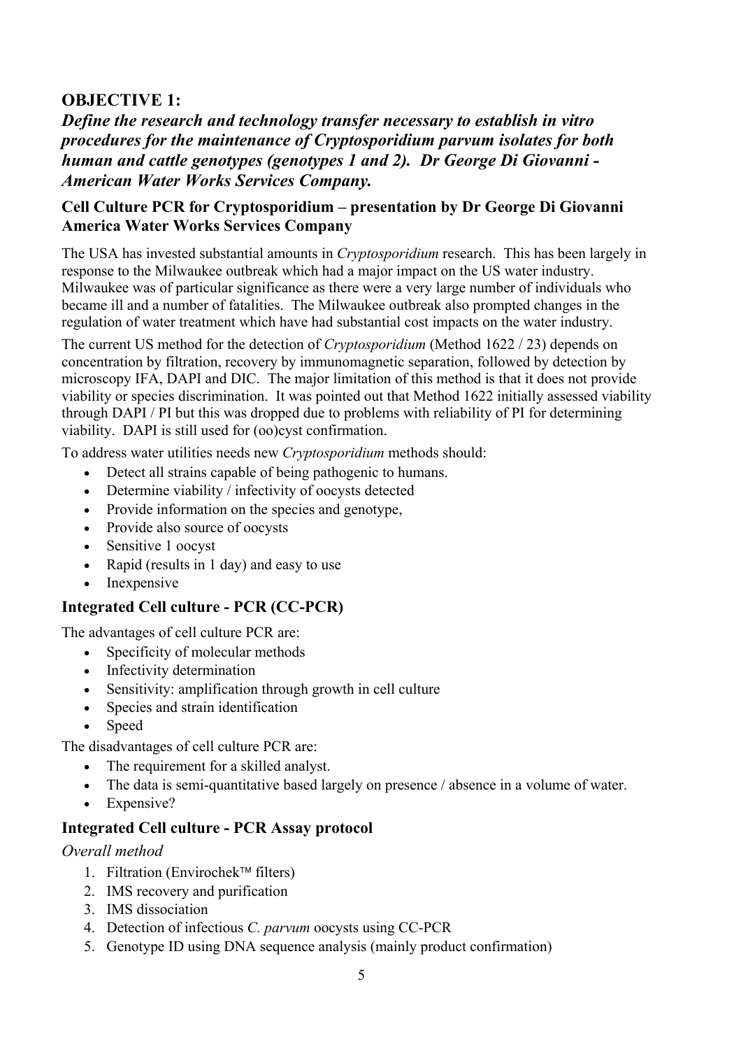## OBJECTIVE 1:

### *Define the research and technology transfer necessary to establish in vitro procedures for the maintenance of Cryptosporidium parvum isolates for both human and cattle genotypes (genotypes 1 and 2). Dr George Di Giovanni - American Water Works Services Company.*

### Cell Culture PCR for Cryptosporidium – presentation by Dr George Di Giovanni America Water Works Services Company

The USA has invested substantial amounts in *Cryptosporidium* research. This has been largely in response to the Milwaukee outbreak which had a major impact on the US water industry. Milwaukee was of particular significance as there were a very large number of individuals who became ill and a number of fatalities. The Milwaukee outbreak also prompted changes in the regulation of water treatment which have had substantial cost impacts on the water industry.

The current US method for the detection of *Cryptosporidium* (Method 1622 / 23) depends on concentration by filtration, recovery by immunomagnetic separation, followed by detection by microscopy IFA, DAPI and DIC. The major limitation of this method is that it does not provide viability or species discrimination. It was pointed out that Method 1622 initially assessed viability through DAPI / PI but this was dropped due to problems with reliability of PI for determining viability. DAPI is still used for (oo)cyst confirmation.

To address water utilities needs new *Cryptosporidium* methods should:

- Detect all strains capable of being pathogenic to humans.
- Determine viability / infectivity of oocysts detected
- Provide information on the species and genotype,
- Provide also source of oocysts
- Sensitive 1 oocyst
- Rapid (results in 1 day) and easy to use
- Inexpensive

### Integrated Cell culture - PCR (CC-PCR)

The advantages of cell culture PCR are:

- Specificity of molecular methods
- Infectivity determination
- Sensitivity: amplification through growth in cell culture
- Species and strain identification
- Speed

The disadvantages of cell culture PCR are:

- The requirement for a skilled analyst.
- The data is semi-quantitative based largely on presence / absence in a volume of water.
- Expensive?

### Integrated Cell culture - PCR Assay protocol

*Overall method*

1. Filtration (Envirochek™ filters)
2. IMS recovery and purification
3. IMS dissociation
4. Detection of infectious *C. parvum* oocysts using CC-PCR
5. Genotype ID using DNA sequence analysis (mainly product confirmation)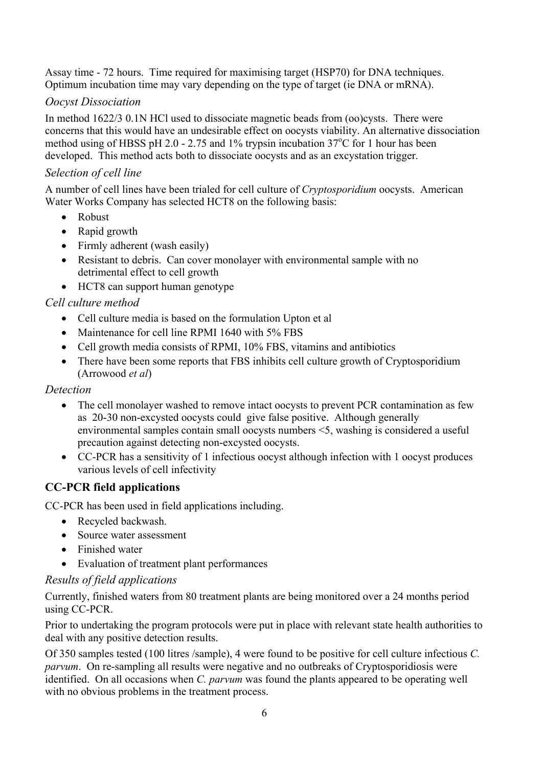Assay time - 72 hours. Time required for maximising target (HSP70) for DNA techniques. Optimum incubation time may vary depending on the type of target (ie DNA or mRNA).

### *Oocyst Dissociation*

In method 1622/3 0.1N HCl used to dissociate magnetic beads from (oo)cysts. There were concerns that this would have an undesirable effect on oocysts viability. An alternative dissociation method using of HBSS pH 2.0 - 2.75 and 1% trypsin incubation 37°C for 1 hour has been developed. This method acts both to dissociate oocysts and as an excystation trigger.

### *Selection of cell line*

A number of cell lines have been trialed for cell culture of *Cryptosporidium* oocysts. American Water Works Company has selected HCT8 on the following basis:

- Robust
- Rapid growth
- Firmly adherent (wash easily)
- Resistant to debris. Can cover monolayer with environmental sample with no detrimental effect to cell growth
- HCT8 can support human genotype

### *Cell culture method*

- Cell culture media is based on the formulation Upton et al
- Maintenance for cell line RPMI 1640 with 5% FBS
- Cell growth media consists of RPMI, 10% FBS, vitamins and antibiotics
- There have been some reports that FBS inhibits cell culture growth of Cryptosporidium (Arrowood *et al*)

### *Detection*

- The cell monolayer washed to remove intact oocysts to prevent PCR contamination as few as 20-30 non-excysted oocysts could give false positive. Although generally environmental samples contain small oocysts numbers <5, washing is considered a useful precaution against detecting non-excysted oocysts.
- CC-PCR has a sensitivity of 1 infectious oocyst although infection with 1 oocyst produces various levels of cell infectivity

## **CC-PCR field applications**

CC-PCR has been used in field applications including.

- Recycled backwash.
- Source water assessment
- Finished water
- Evaluation of treatment plant performances

### *Results of field applications*

Currently, finished waters from 80 treatment plants are being monitored over a 24 months period using CC-PCR.

Prior to undertaking the program protocols were put in place with relevant state health authorities to deal with any positive detection results.

Of 350 samples tested (100 litres /sample), 4 were found to be positive for cell culture infectious *C. parvum*. On re-sampling all results were negative and no outbreaks of Cryptosporidiosis were identified. On all occasions when *C. parvum* was found the plants appeared to be operating well with no obvious problems in the treatment process.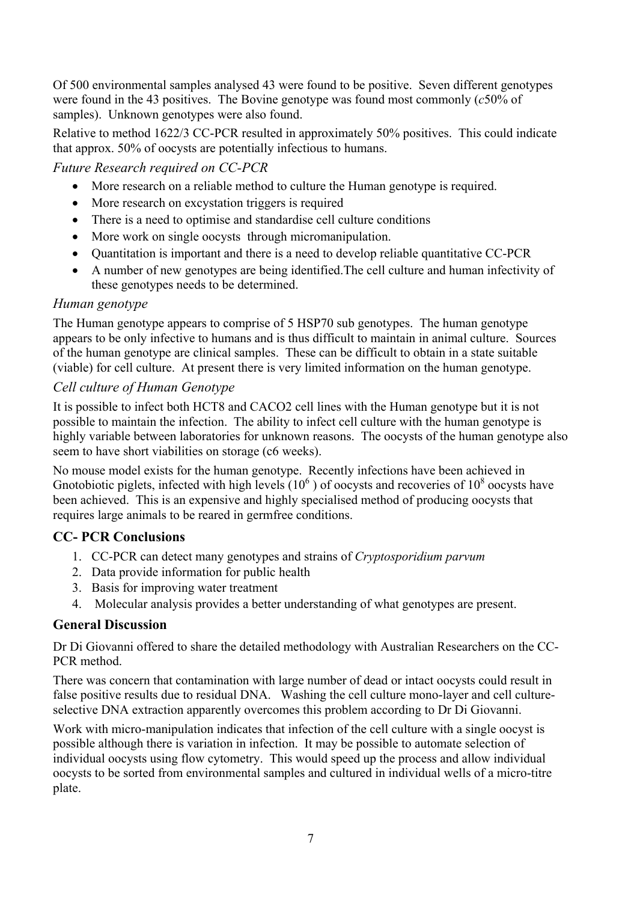Of 500 environmental samples analysed 43 were found to be positive. Seven different genotypes were found in the 43 positives. The Bovine genotype was found most commonly (*c*50% of samples). Unknown genotypes were also found.

Relative to method 1622/3 CC-PCR resulted in approximately 50% positives. This could indicate that approx. 50% of oocysts are potentially infectious to humans.

### *Future Research required on CC-PCR*

- More research on a reliable method to culture the Human genotype is required.
- More research on excystation triggers is required
- There is a need to optimise and standardise cell culture conditions
- More work on single oocysts through micromanipulation.
- Quantitation is important and there is a need to develop reliable quantitative CC-PCR
- A number of new genotypes are being identified.The cell culture and human infectivity of these genotypes needs to be determined.

### *Human genotype*

The Human genotype appears to comprise of 5 HSP70 sub genotypes. The human genotype appears to be only infective to humans and is thus difficult to maintain in animal culture. Sources of the human genotype are clinical samples. These can be difficult to obtain in a state suitable (viable) for cell culture. At present there is very limited information on the human genotype.

### *Cell culture of Human Genotype*

It is possible to infect both HCT8 and CACO2 cell lines with the Human genotype but it is not possible to maintain the infection. The ability to infect cell culture with the human genotype is highly variable between laboratories for unknown reasons. The oocysts of the human genotype also seem to have short viabilities on storage (c6 weeks).

No mouse model exists for the human genotype. Recently infections have been achieved in Gnotobiotic piglets, infected with high levels ($10^6$ ) of oocysts and recoveries of $10^8$ oocysts have been achieved. This is an expensive and highly specialised method of producing oocysts that requires large animals to be reared in germfree conditions.

## CC- PCR Conclusions

1. CC-PCR can detect many genotypes and strains of *Cryptosporidium parvum*
2. Data provide information for public health
3. Basis for improving water treatment
4. Molecular analysis provides a better understanding of what genotypes are present.

## General Discussion

Dr Di Giovanni offered to share the detailed methodology with Australian Researchers on the CC-PCR method.

There was concern that contamination with large number of dead or intact oocysts could result in false positive results due to residual DNA. Washing the cell culture mono-layer and cell culture-selective DNA extraction apparently overcomes this problem according to Dr Di Giovanni.

Work with micro-manipulation indicates that infection of the cell culture with a single oocyst is possible although there is variation in infection. It may be possible to automate selection of individual oocysts using flow cytometry. This would speed up the process and allow individual oocysts to be sorted from environmental samples and cultured in individual wells of a micro-titre plate.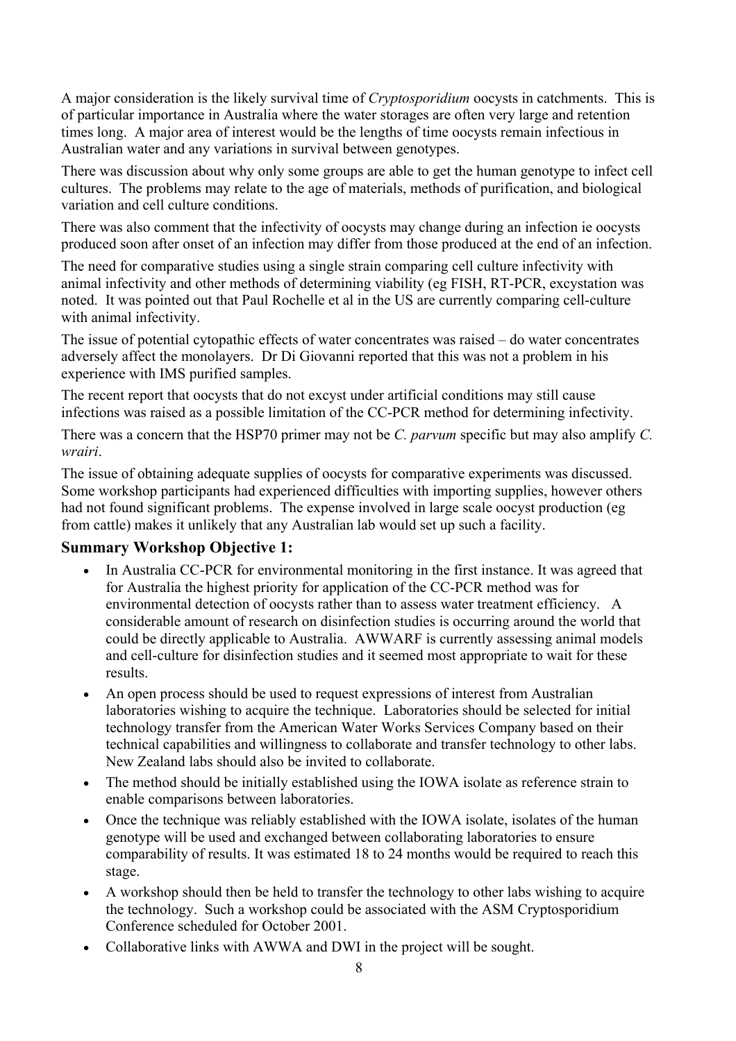A major consideration is the likely survival time of *Cryptosporidium* oocysts in catchments. This is of particular importance in Australia where the water storages are often very large and retention times long. A major area of interest would be the lengths of time oocysts remain infectious in Australian water and any variations in survival between genotypes.

There was discussion about why only some groups are able to get the human genotype to infect cell cultures. The problems may relate to the age of materials, methods of purification, and biological variation and cell culture conditions.

There was also comment that the infectivity of oocysts may change during an infection ie oocysts produced soon after onset of an infection may differ from those produced at the end of an infection.

The need for comparative studies using a single strain comparing cell culture infectivity with animal infectivity and other methods of determining viability (eg FISH, RT-PCR, excystation was noted. It was pointed out that Paul Rochelle et al in the US are currently comparing cell-culture with animal infectivity.

The issue of potential cytopathic effects of water concentrates was raised – do water concentrates adversely affect the monolayers. Dr Di Giovanni reported that this was not a problem in his experience with IMS purified samples.

The recent report that oocysts that do not excyst under artificial conditions may still cause infections was raised as a possible limitation of the CC-PCR method for determining infectivity.

There was a concern that the HSP70 primer may not be *C. parvum* specific but may also amplify *C. wrairi*.

The issue of obtaining adequate supplies of oocysts for comparative experiments was discussed. Some workshop participants had experienced difficulties with importing supplies, however others had not found significant problems. The expense involved in large scale oocyst production (eg from cattle) makes it unlikely that any Australian lab would set up such a facility.

### Summary Workshop Objective 1:

- In Australia CC-PCR for environmental monitoring in the first instance. It was agreed that for Australia the highest priority for application of the CC-PCR method was for environmental detection of oocysts rather than to assess water treatment efficiency. A considerable amount of research on disinfection studies is occurring around the world that could be directly applicable to Australia. AWWARF is currently assessing animal models and cell-culture for disinfection studies and it seemed most appropriate to wait for these results.
- An open process should be used to request expressions of interest from Australian laboratories wishing to acquire the technique. Laboratories should be selected for initial technology transfer from the American Water Works Services Company based on their technical capabilities and willingness to collaborate and transfer technology to other labs. New Zealand labs should also be invited to collaborate.
- The method should be initially established using the IOWA isolate as reference strain to enable comparisons between laboratories.
- Once the technique was reliably established with the IOWA isolate, isolates of the human genotype will be used and exchanged between collaborating laboratories to ensure comparability of results. It was estimated 18 to 24 months would be required to reach this stage.
- A workshop should then be held to transfer the technology to other labs wishing to acquire the technology. Such a workshop could be associated with the ASM Cryptosporidium Conference scheduled for October 2001.
- Collaborative links with AWWA and DWI in the project will be sought.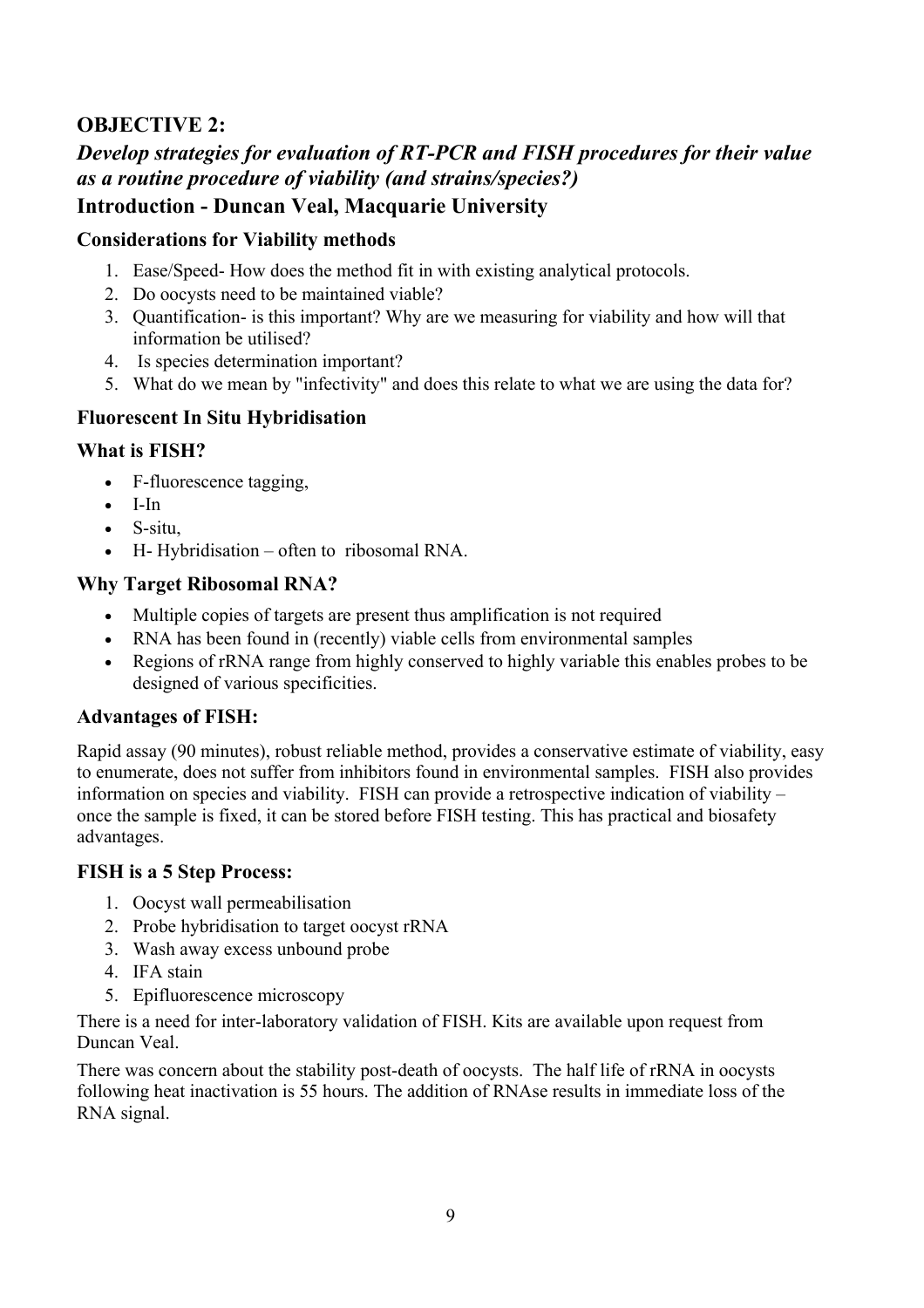## OBJECTIVE 2:

### *Develop strategies for evaluation of RT-PCR and FISH procedures for their value as a routine procedure of viability (and strains/species?)*

### Introduction - Duncan Veal, Macquarie University

#### Considerations for Viability methods

1. Ease/Speed- How does the method fit in with existing analytical protocols.
2. Do oocysts need to be maintained viable?
3. Quantification- is this important? Why are we measuring for viability and how will that information be utilised?
4. Is species determination important?
5. What do we mean by "infectivity" and does this relate to what we are using the data for?

#### Fluorescent In Situ Hybridisation

#### What is FISH?

- F-fluorescence tagging,
- I-In
- S-situ,
- H- Hybridisation – often to ribosomal RNA.

#### Why Target Ribosomal RNA?

- Multiple copies of targets are present thus amplification is not required
- RNA has been found in (recently) viable cells from environmental samples
- Regions of rRNA range from highly conserved to highly variable this enables probes to be designed of various specificities.

#### Advantages of FISH:

Rapid assay (90 minutes), robust reliable method, provides a conservative estimate of viability, easy to enumerate, does not suffer from inhibitors found in environmental samples. FISH also provides information on species and viability. FISH can provide a retrospective indication of viability – once the sample is fixed, it can be stored before FISH testing. This has practical and biosafety advantages.

#### FISH is a 5 Step Process:

1. Oocyst wall permeabilisation
2. Probe hybridisation to target oocyst rRNA
3. Wash away excess unbound probe
4. IFA stain
5. Epifluorescence microscopy

There is a need for inter-laboratory validation of FISH. Kits are available upon request from Duncan Veal.

There was concern about the stability post-death of oocysts. The half life of rRNA in oocysts following heat inactivation is 55 hours. The addition of RNAse results in immediate loss of the RNA signal.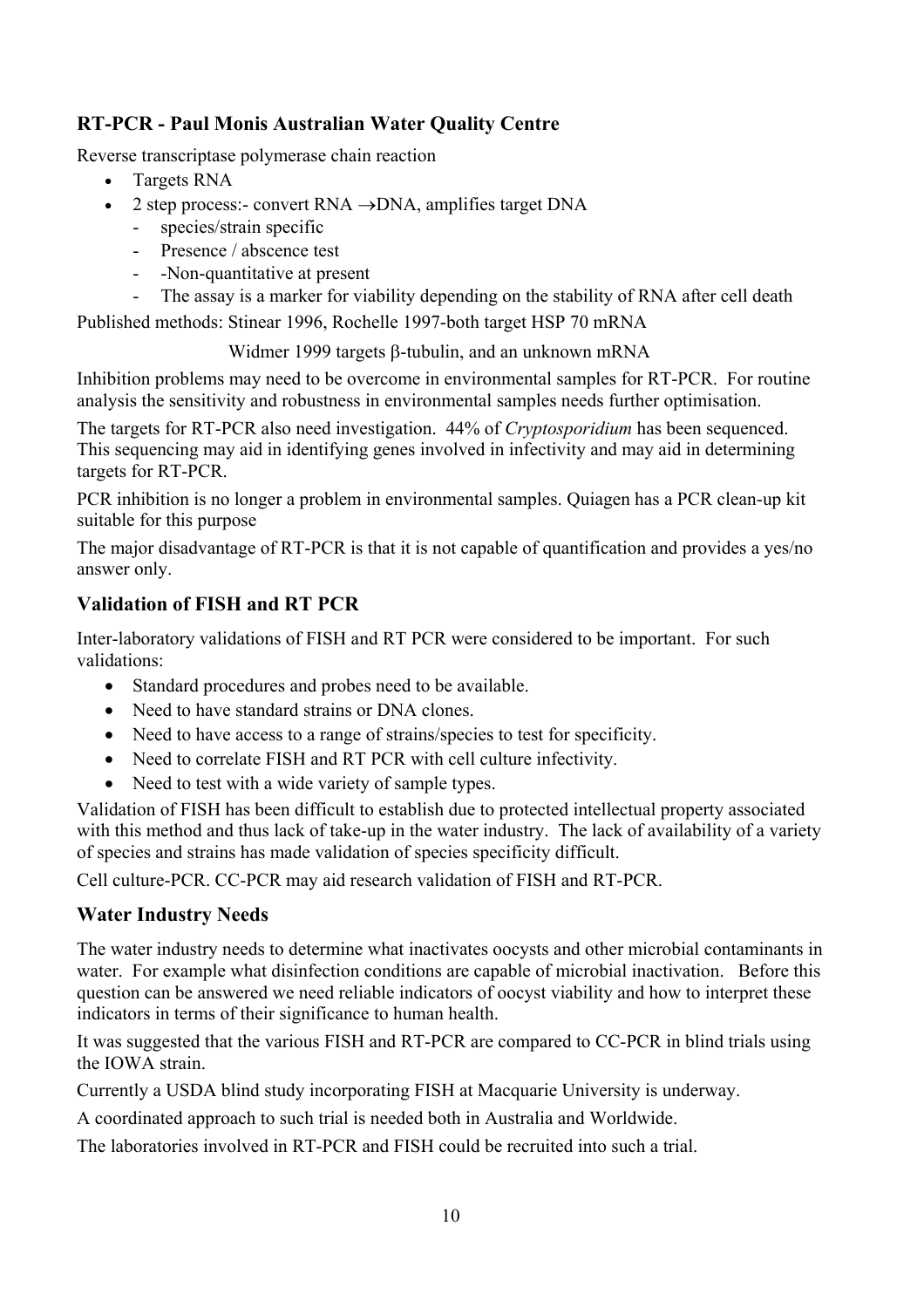### RT-PCR - Paul Monis Australian Water Quality Centre

Reverse transcriptase polymerase chain reaction

- Targets RNA
- 2 step process:- convert RNA →DNA, amplifies target DNA
  - species/strain specific
  - Presence / abscence test
  - -Non-quantitative at present
  - The assay is a marker for viability depending on the stability of RNA after cell death

Published methods: Stinear 1996, Rochelle 1997-both target HSP 70 mRNA

Widmer 1999 targets β-tubulin, and an unknown mRNA

Inhibition problems may need to be overcome in environmental samples for RT-PCR. For routine analysis the sensitivity and robustness in environmental samples needs further optimisation.

The targets for RT-PCR also need investigation. 44% of *Cryptosporidium* has been sequenced. This sequencing may aid in identifying genes involved in infectivity and may aid in determining targets for RT-PCR.

PCR inhibition is no longer a problem in environmental samples. Quiagen has a PCR clean-up kit suitable for this purpose

The major disadvantage of RT-PCR is that it is not capable of quantification and provides a yes/no answer only.

### Validation of FISH and RT PCR

Inter-laboratory validations of FISH and RT PCR were considered to be important. For such validations:

- Standard procedures and probes need to be available.
- Need to have standard strains or DNA clones.
- Need to have access to a range of strains/species to test for specificity.
- Need to correlate FISH and RT PCR with cell culture infectivity.
- Need to test with a wide variety of sample types.

Validation of FISH has been difficult to establish due to protected intellectual property associated with this method and thus lack of take-up in the water industry. The lack of availability of a variety of species and strains has made validation of species specificity difficult.

Cell culture-PCR. CC-PCR may aid research validation of FISH and RT-PCR.

### Water Industry Needs

The water industry needs to determine what inactivates oocysts and other microbial contaminants in water. For example what disinfection conditions are capable of microbial inactivation. Before this question can be answered we need reliable indicators of oocyst viability and how to interpret these indicators in terms of their significance to human health.

It was suggested that the various FISH and RT-PCR are compared to CC-PCR in blind trials using the IOWA strain.

Currently a USDA blind study incorporating FISH at Macquarie University is underway.

A coordinated approach to such trial is needed both in Australia and Worldwide.

The laboratories involved in RT-PCR and FISH could be recruited into such a trial.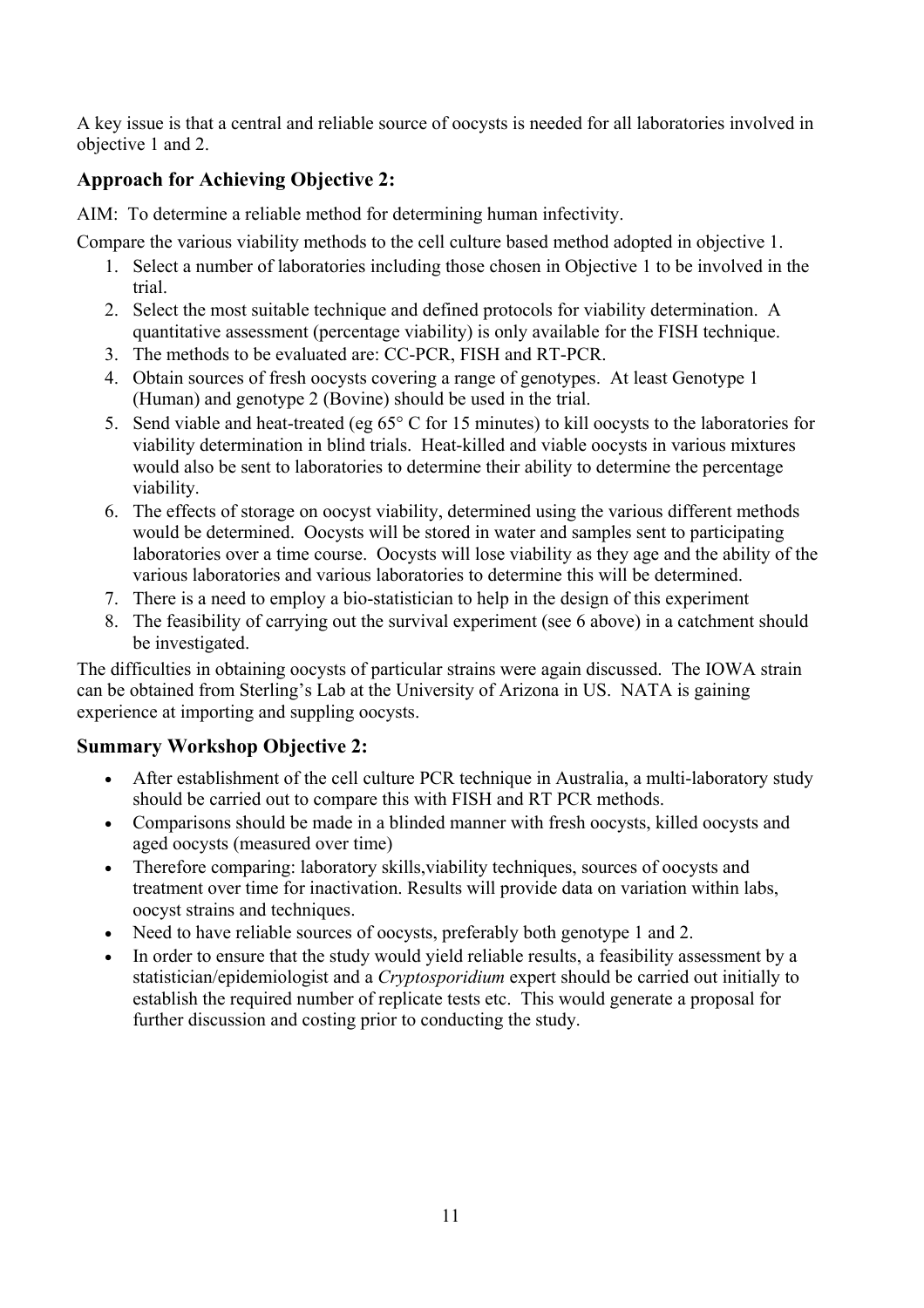A key issue is that a central and reliable source of oocysts is needed for all laboratories involved in objective 1 and 2.

### Approach for Achieving Objective 2:

AIM: To determine a reliable method for determining human infectivity.

Compare the various viability methods to the cell culture based method adopted in objective 1.

1. Select a number of laboratories including those chosen in Objective 1 to be involved in the trial.
2. Select the most suitable technique and defined protocols for viability determination. A quantitative assessment (percentage viability) is only available for the FISH technique.
3. The methods to be evaluated are: CC-PCR, FISH and RT-PCR.
4. Obtain sources of fresh oocysts covering a range of genotypes. At least Genotype 1 (Human) and genotype 2 (Bovine) should be used in the trial.
5. Send viable and heat-treated (eg 65° C for 15 minutes) to kill oocysts to the laboratories for viability determination in blind trials. Heat-killed and viable oocysts in various mixtures would also be sent to laboratories to determine their ability to determine the percentage viability.
6. The effects of storage on oocyst viability, determined using the various different methods would be determined. Oocysts will be stored in water and samples sent to participating laboratories over a time course. Oocysts will lose viability as they age and the ability of the various laboratories and various laboratories to determine this will be determined.
7. There is a need to employ a bio-statistician to help in the design of this experiment
8. The feasibility of carrying out the survival experiment (see 6 above) in a catchment should be investigated.

The difficulties in obtaining oocysts of particular strains were again discussed. The IOWA strain can be obtained from Sterling's Lab at the University of Arizona in US. NATA is gaining experience at importing and suppling oocysts.

### Summary Workshop Objective 2:

- After establishment of the cell culture PCR technique in Australia, a multi-laboratory study should be carried out to compare this with FISH and RT PCR methods.
- Comparisons should be made in a blinded manner with fresh oocysts, killed oocysts and aged oocysts (measured over time)
- Therefore comparing: laboratory skills,viability techniques, sources of oocysts and treatment over time for inactivation. Results will provide data on variation within labs, oocyst strains and techniques.
- Need to have reliable sources of oocysts, preferably both genotype 1 and 2.
- In order to ensure that the study would yield reliable results, a feasibility assessment by a statistician/epidemiologist and a *Cryptosporidium* expert should be carried out initially to establish the required number of replicate tests etc. This would generate a proposal for further discussion and costing prior to conducting the study.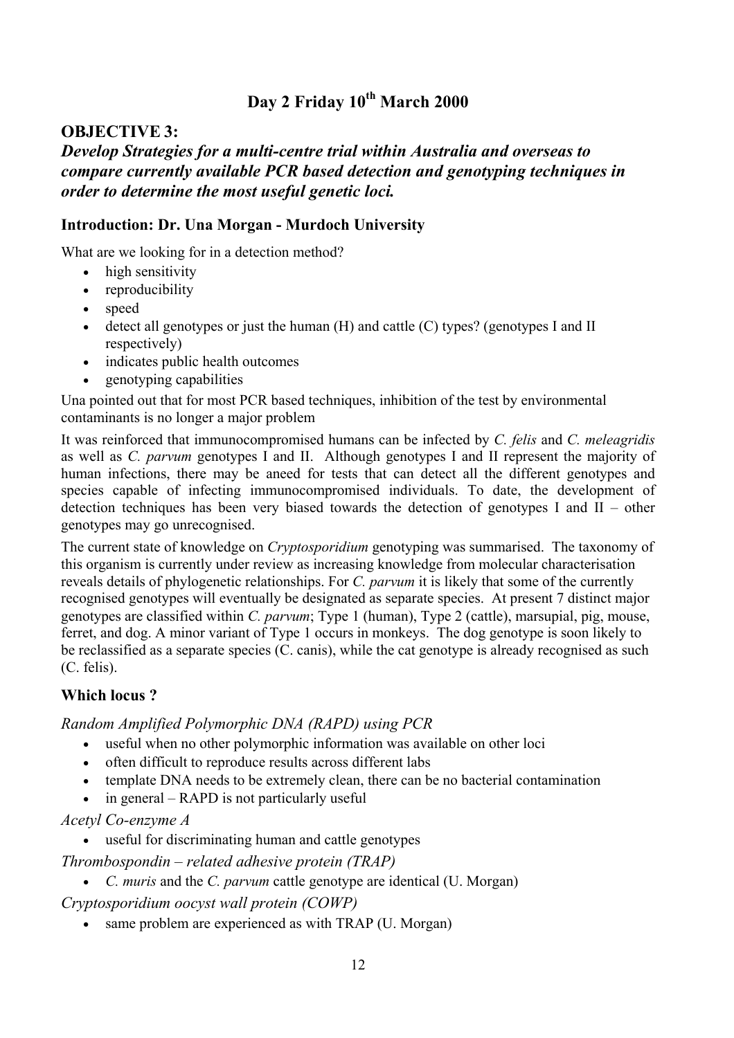# Day 2 Friday 10th March 2000

## OBJECTIVE 3:

### *Develop Strategies for a multi-centre trial within Australia and overseas to compare currently available PCR based detection and genotyping techniques in order to determine the most useful genetic loci.*

### Introduction: Dr. Una Morgan - Murdoch University

What are we looking for in a detection method?

- high sensitivity
- reproducibility
- speed
- detect all genotypes or just the human (H) and cattle (C) types? (genotypes I and II respectively)
- indicates public health outcomes
- genotyping capabilities

Una pointed out that for most PCR based techniques, inhibition of the test by environmental contaminants is no longer a major problem

It was reinforced that immunocompromised humans can be infected by *C. felis* and *C. meleagridis* as well as *C. parvum* genotypes I and II. Although genotypes I and II represent the majority of human infections, there may be aneed for tests that can detect all the different genotypes and species capable of infecting immunocompromised individuals. To date, the development of detection techniques has been very biased towards the detection of genotypes I and II – other genotypes may go unrecognised.

The current state of knowledge on *Cryptosporidium* genotyping was summarised. The taxonomy of this organism is currently under review as increasing knowledge from molecular characterisation reveals details of phylogenetic relationships. For *C. parvum* it is likely that some of the currently recognised genotypes will eventually be designated as separate species. At present 7 distinct major genotypes are classified within *C. parvum*; Type 1 (human), Type 2 (cattle), marsupial, pig, mouse, ferret, and dog. A minor variant of Type 1 occurs in monkeys. The dog genotype is soon likely to be reclassified as a separate species (C. canis), while the cat genotype is already recognised as such (C. felis).

### Which locus ?

*Random Amplified Polymorphic DNA (RAPD) using PCR*

- useful when no other polymorphic information was available on other loci
- often difficult to reproduce results across different labs
- template DNA needs to be extremely clean, there can be no bacterial contamination
- in general – RAPD is not particularly useful

*Acetyl Co-enzyme A*

- useful for discriminating human and cattle genotypes

*Thrombospondin – related adhesive protein (TRAP)*

- *C. muris* and the *C. parvum* cattle genotype are identical (U. Morgan)

*Cryptosporidium oocyst wall protein (COWP)*

- same problem are experienced as with TRAP (U. Morgan)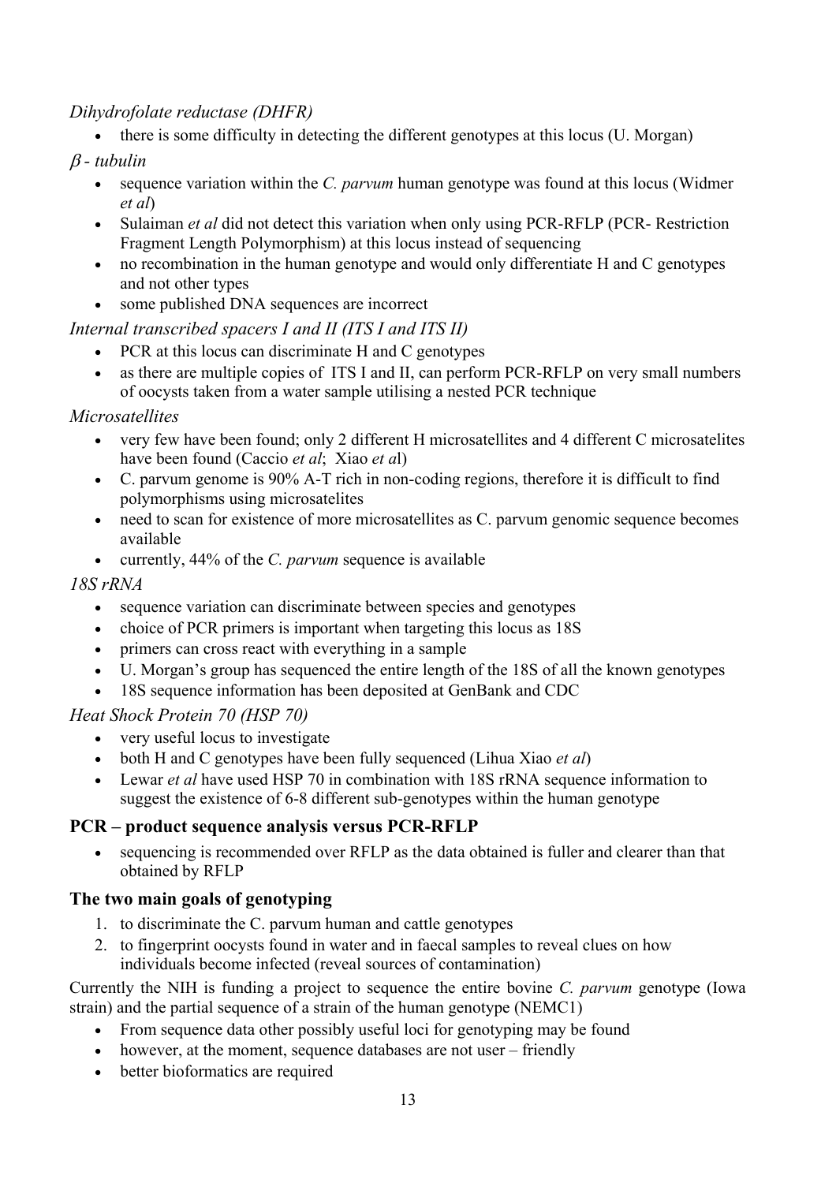*Dihydrofolate reductase (DHFR)*

- there is some difficulty in detecting the different genotypes at this locus (U. Morgan)

*$\beta$ - tubulin*

- sequence variation within the *C. parvum* human genotype was found at this locus (Widmer *et al*)
- Sulaiman *et al* did not detect this variation when only using PCR-RFLP (PCR- Restriction Fragment Length Polymorphism) at this locus instead of sequencing
- no recombination in the human genotype and would only differentiate H and C genotypes and not other types
- some published DNA sequences are incorrect

*Internal transcribed spacers I and II (ITS I and ITS II)*

- PCR at this locus can discriminate H and C genotypes
- as there are multiple copies of ITS I and II, can perform PCR-RFLP on very small numbers of oocysts taken from a water sample utilising a nested PCR technique

*Microsatellites*

- very few have been found; only 2 different H microsatellites and 4 different C microsatelites have been found (Caccio *et al*; Xiao *et a*l)
- C. parvum genome is 90% A-T rich in non-coding regions, therefore it is difficult to find polymorphisms using microsatelites
- need to scan for existence of more microsatellites as C. parvum genomic sequence becomes available
- currently, 44% of the *C. parvum* sequence is available

*18S rRNA*

- sequence variation can discriminate between species and genotypes
- choice of PCR primers is important when targeting this locus as 18S
- primers can cross react with everything in a sample
- U. Morgan's group has sequenced the entire length of the 18S of all the known genotypes
- 18S sequence information has been deposited at GenBank and CDC

*Heat Shock Protein 70 (HSP 70)*

- very useful locus to investigate
- both H and C genotypes have been fully sequenced (Lihua Xiao *et al*)
- Lewar *et al* have used HSP 70 in combination with 18S rRNA sequence information to suggest the existence of 6-8 different sub-genotypes within the human genotype

**PCR – product sequence analysis versus PCR-RFLP**

- sequencing is recommended over RFLP as the data obtained is fuller and clearer than that obtained by RFLP

**The two main goals of genotyping**

1. to discriminate the C. parvum human and cattle genotypes
2. to fingerprint oocysts found in water and in faecal samples to reveal clues on how individuals become infected (reveal sources of contamination)

Currently the NIH is funding a project to sequence the entire bovine *C. parvum* genotype (Iowa strain) and the partial sequence of a strain of the human genotype (NEMC1)

- From sequence data other possibly useful loci for genotyping may be found
- however, at the moment, sequence databases are not user – friendly
- better bioformatics are required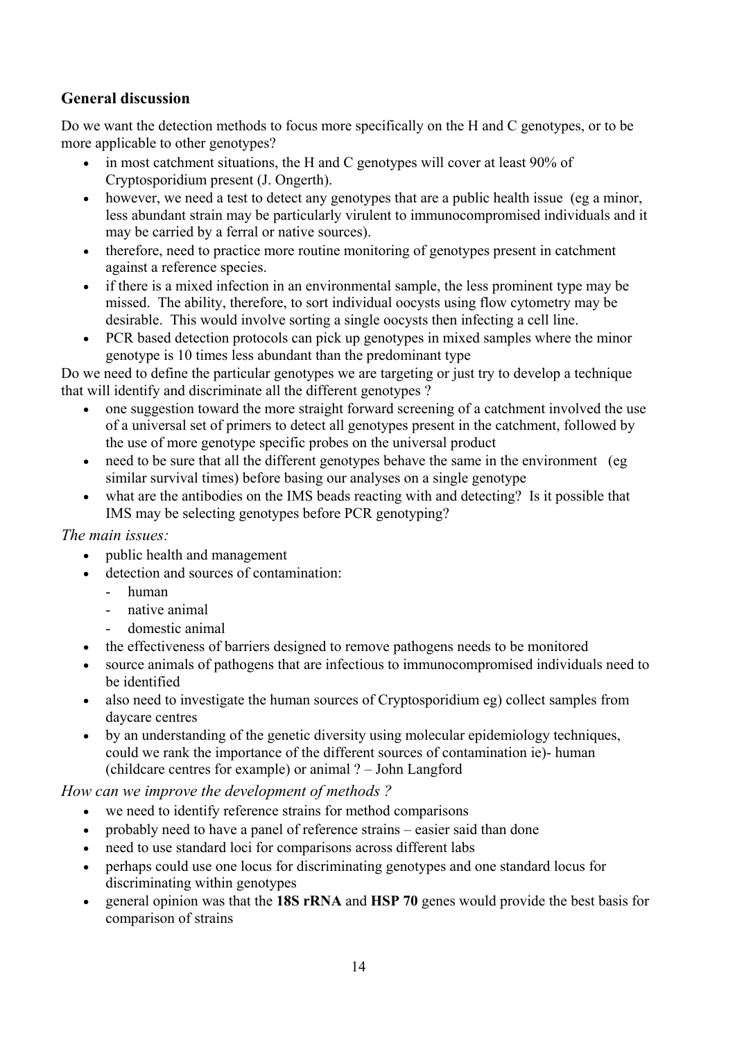## General discussion

Do we want the detection methods to focus more specifically on the H and C genotypes, or to be more applicable to other genotypes?

- in most catchment situations, the H and C genotypes will cover at least 90% of Cryptosporidium present (J. Ongerth).
- however, we need a test to detect any genotypes that are a public health issue (eg a minor, less abundant strain may be particularly virulent to immunocompromised individuals and it may be carried by a ferral or native sources).
- therefore, need to practice more routine monitoring of genotypes present in catchment against a reference species.
- if there is a mixed infection in an environmental sample, the less prominent type may be missed. The ability, therefore, to sort individual oocysts using flow cytometry may be desirable. This would involve sorting a single oocysts then infecting a cell line.
- PCR based detection protocols can pick up genotypes in mixed samples where the minor genotype is 10 times less abundant than the predominant type

Do we need to define the particular genotypes we are targeting or just try to develop a technique that will identify and discriminate all the different genotypes ?

- one suggestion toward the more straight forward screening of a catchment involved the use of a universal set of primers to detect all genotypes present in the catchment, followed by the use of more genotype specific probes on the universal product
- need to be sure that all the different genotypes behave the same in the environment (eg similar survival times) before basing our analyses on a single genotype
- what are the antibodies on the IMS beads reacting with and detecting? Is it possible that IMS may be selecting genotypes before PCR genotyping?

*The main issues:*

- public health and management
- detection and sources of contamination:
  - human
  - native animal
  - domestic animal
- the effectiveness of barriers designed to remove pathogens needs to be monitored
- source animals of pathogens that are infectious to immunocompromised individuals need to be identified
- also need to investigate the human sources of Cryptosporidium eg) collect samples from daycare centres
- by an understanding of the genetic diversity using molecular epidemiology techniques, could we rank the importance of the different sources of contamination ie)- human (childcare centres for example) or animal ? – John Langford

*How can we improve the development of methods ?*

- we need to identify reference strains for method comparisons
- probably need to have a panel of reference strains – easier said than done
- need to use standard loci for comparisons across different labs
- perhaps could use one locus for discriminating genotypes and one standard locus for discriminating within genotypes
- general opinion was that the **18S rRNA** and **HSP 70** genes would provide the best basis for comparison of strains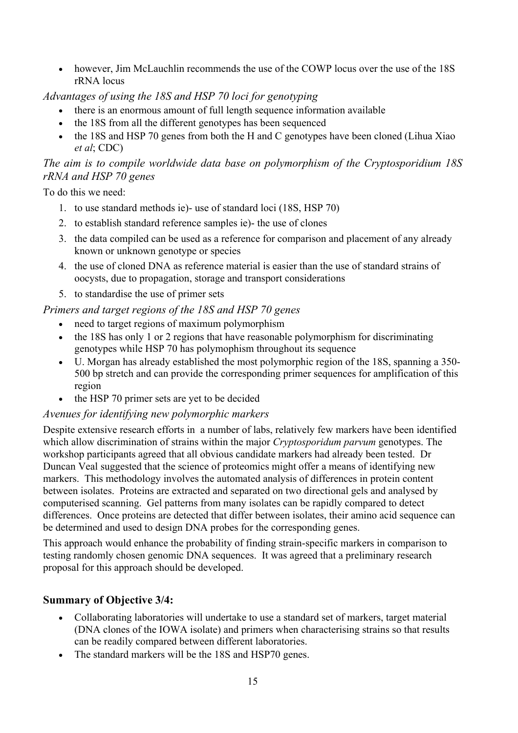- however, Jim McLauchlin recommends the use of the COWP locus over the use of the 18S rRNA locus

*Advantages of using the 18S and HSP 70 loci for genotyping*

- there is an enormous amount of full length sequence information available
- the 18S from all the different genotypes has been sequenced
- the 18S and HSP 70 genes from both the H and C genotypes have been cloned (Lihua Xiao *et al*; CDC)

*The aim is to compile worldwide data base on polymorphism of the Cryptosporidium 18S rRNA and HSP 70 genes*

To do this we need:

1. to use standard methods ie)- use of standard loci (18S, HSP 70)
2. to establish standard reference samples ie)- the use of clones
3. the data compiled can be used as a reference for comparison and placement of any already known or unknown genotype or species
4. the use of cloned DNA as reference material is easier than the use of standard strains of oocysts, due to propagation, storage and transport considerations
5. to standardise the use of primer sets

*Primers and target regions of the 18S and HSP 70 genes*

- need to target regions of maximum polymorphism
- the 18S has only 1 or 2 regions that have reasonable polymorphism for discriminating genotypes while HSP 70 has polymophism throughout its sequence
- U. Morgan has already established the most polymorphic region of the 18S, spanning a 350-500 bp stretch and can provide the corresponding primer sequences for amplification of this region
- the HSP 70 primer sets are yet to be decided

*Avenues for identifying new polymorphic markers*

Despite extensive research efforts in a number of labs, relatively few markers have been identified which allow discrimination of strains within the major *Cryptosporidum parvum* genotypes. The workshop participants agreed that all obvious candidate markers had already been tested. Dr Duncan Veal suggested that the science of proteomics might offer a means of identifying new markers. This methodology involves the automated analysis of differences in protein content between isolates. Proteins are extracted and separated on two directional gels and analysed by computerised scanning. Gel patterns from many isolates can be rapidly compared to detect differences. Once proteins are detected that differ between isolates, their amino acid sequence can be determined and used to design DNA probes for the corresponding genes.

This approach would enhance the probability of finding strain-specific markers in comparison to testing randomly chosen genomic DNA sequences. It was agreed that a preliminary research proposal for this approach should be developed.

### Summary of Objective 3/4:

- Collaborating laboratories will undertake to use a standard set of markers, target material (DNA clones of the IOWA isolate) and primers when characterising strains so that results can be readily compared between different laboratories.
- The standard markers will be the 18S and HSP70 genes.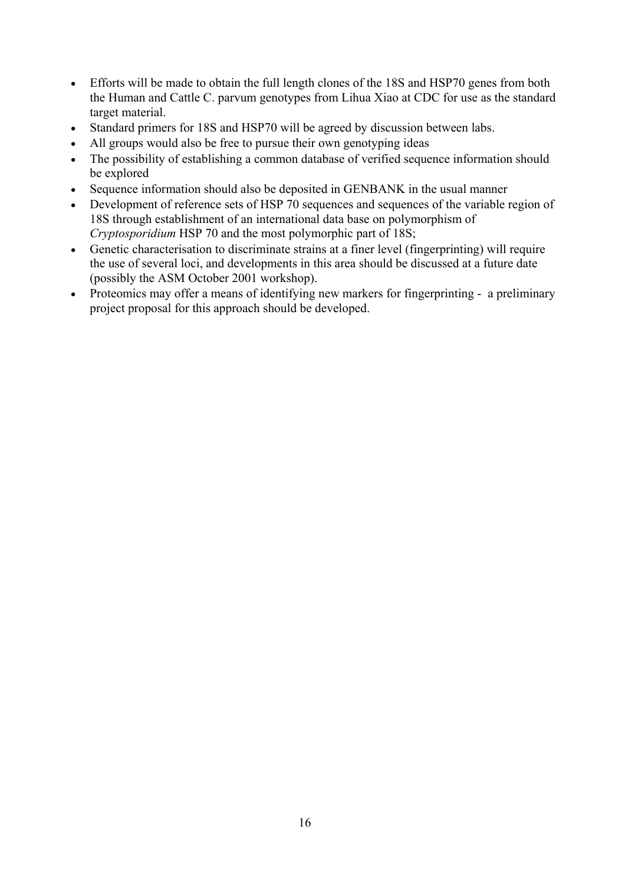- Efforts will be made to obtain the full length clones of the 18S and HSP70 genes from both the Human and Cattle C. parvum genotypes from Lihua Xiao at CDC for use as the standard target material.
- Standard primers for 18S and HSP70 will be agreed by discussion between labs.
- All groups would also be free to pursue their own genotyping ideas
- The possibility of establishing a common database of verified sequence information should be explored
- Sequence information should also be deposited in GENBANK in the usual manner
- Development of reference sets of HSP 70 sequences and sequences of the variable region of 18S through establishment of an international data base on polymorphism of *Cryptosporidium* HSP 70 and the most polymorphic part of 18S;
- Genetic characterisation to discriminate strains at a finer level (fingerprinting) will require the use of several loci, and developments in this area should be discussed at a future date (possibly the ASM October 2001 workshop).
- Proteomics may offer a means of identifying new markers for fingerprinting - a preliminary project proposal for this approach should be developed.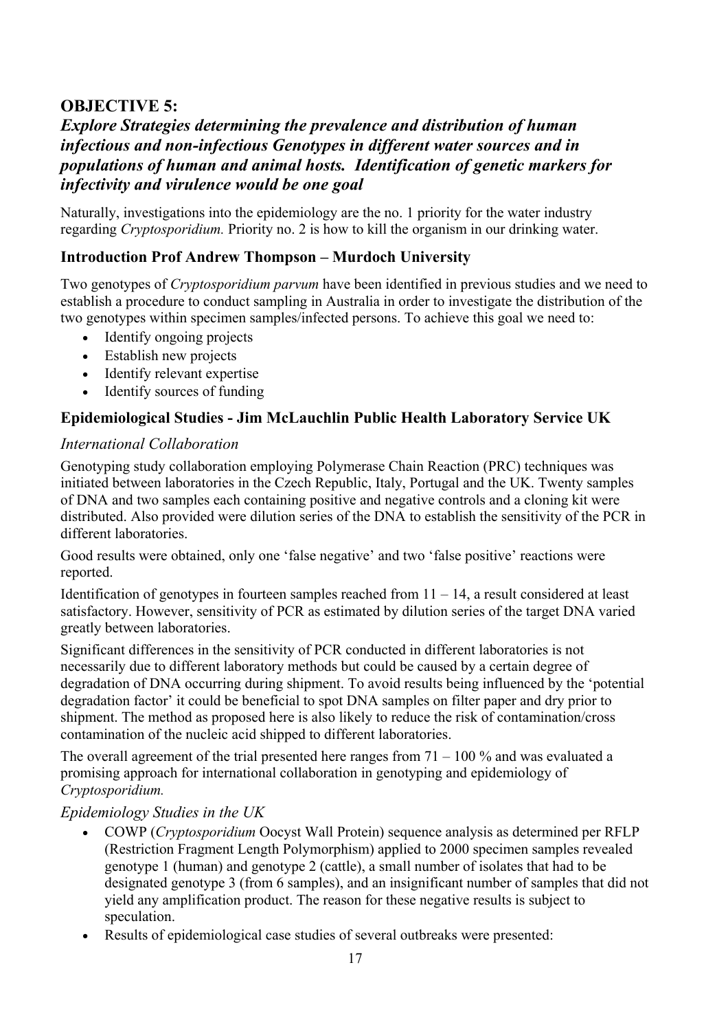## OBJECTIVE 5:

### *Explore Strategies determining the prevalence and distribution of human infectious and non-infectious Genotypes in different water sources and in populations of human and animal hosts. Identification of genetic markers for infectivity and virulence would be one goal*

Naturally, investigations into the epidemiology are the no. 1 priority for the water industry regarding *Cryptosporidium.* Priority no. 2 is how to kill the organism in our drinking water.

### Introduction Prof Andrew Thompson – Murdoch University

Two genotypes of *Cryptosporidium parvum* have been identified in previous studies and we need to establish a procedure to conduct sampling in Australia in order to investigate the distribution of the two genotypes within specimen samples/infected persons. To achieve this goal we need to:

- Identify ongoing projects
- Establish new projects
- Identify relevant expertise
- Identify sources of funding

### Epidemiological Studies - Jim McLauchlin Public Health Laboratory Service UK

#### *International Collaboration*

Genotyping study collaboration employing Polymerase Chain Reaction (PRC) techniques was initiated between laboratories in the Czech Republic, Italy, Portugal and the UK. Twenty samples of DNA and two samples each containing positive and negative controls and a cloning kit were distributed. Also provided were dilution series of the DNA to establish the sensitivity of the PCR in different laboratories.

Good results were obtained, only one 'false negative' and two 'false positive' reactions were reported.

Identification of genotypes in fourteen samples reached from 11 – 14, a result considered at least satisfactory. However, sensitivity of PCR as estimated by dilution series of the target DNA varied greatly between laboratories.

Significant differences in the sensitivity of PCR conducted in different laboratories is not necessarily due to different laboratory methods but could be caused by a certain degree of degradation of DNA occurring during shipment. To avoid results being influenced by the 'potential degradation factor' it could be beneficial to spot DNA samples on filter paper and dry prior to shipment. The method as proposed here is also likely to reduce the risk of contamination/cross contamination of the nucleic acid shipped to different laboratories.

The overall agreement of the trial presented here ranges from 71 – 100 % and was evaluated a promising approach for international collaboration in genotyping and epidemiology of *Cryptosporidium.*

#### *Epidemiology Studies in the UK*

- COWP (*Cryptosporidium* Oocyst Wall Protein) sequence analysis as determined per RFLP (Restriction Fragment Length Polymorphism) applied to 2000 specimen samples revealed genotype 1 (human) and genotype 2 (cattle), a small number of isolates that had to be designated genotype 3 (from 6 samples), and an insignificant number of samples that did not yield any amplification product. The reason for these negative results is subject to speculation.
- Results of epidemiological case studies of several outbreaks were presented: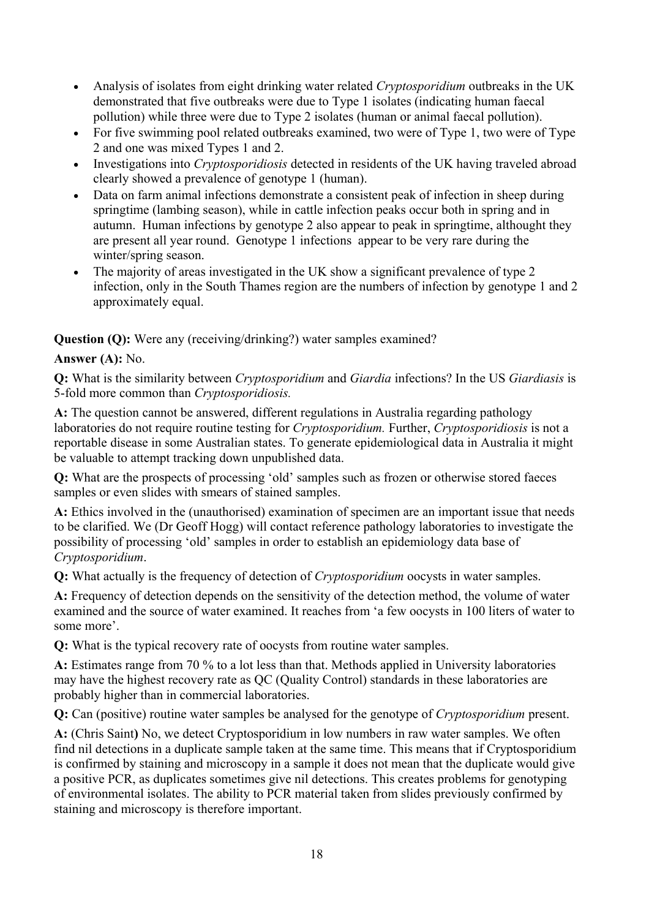- Analysis of isolates from eight drinking water related *Cryptosporidium* outbreaks in the UK demonstrated that five outbreaks were due to Type 1 isolates (indicating human faecal pollution) while three were due to Type 2 isolates (human or animal faecal pollution).
- For five swimming pool related outbreaks examined, two were of Type 1, two were of Type 2 and one was mixed Types 1 and 2.
- Investigations into *Cryptosporidiosis* detected in residents of the UK having traveled abroad clearly showed a prevalence of genotype 1 (human).
- Data on farm animal infections demonstrate a consistent peak of infection in sheep during springtime (lambing season), while in cattle infection peaks occur both in spring and in autumn. Human infections by genotype 2 also appear to peak in springtime, althought they are present all year round. Genotype 1 infections appear to be very rare during the winter/spring season.
- The majority of areas investigated in the UK show a significant prevalence of type 2 infection, only in the South Thames region are the numbers of infection by genotype 1 and 2 approximately equal.

**Question (Q):** Were any (receiving/drinking?) water samples examined?

**Answer (A):** No.

**Q:** What is the similarity between *Cryptosporidium* and *Giardia* infections? In the US *Giardiasis* is 5-fold more common than *Cryptosporidiosis.*

**A:** The question cannot be answered, different regulations in Australia regarding pathology laboratories do not require routine testing for *Cryptosporidium.* Further, *Cryptosporidiosis* is not a reportable disease in some Australian states. To generate epidemiological data in Australia it might be valuable to attempt tracking down unpublished data.

**Q:** What are the prospects of processing 'old' samples such as frozen or otherwise stored faeces samples or even slides with smears of stained samples.

**A:** Ethics involved in the (unauthorised) examination of specimen are an important issue that needs to be clarified. We (Dr Geoff Hogg) will contact reference pathology laboratories to investigate the possibility of processing 'old' samples in order to establish an epidemiology data base of *Cryptosporidium*.

**Q:** What actually is the frequency of detection of *Cryptosporidium* oocysts in water samples.

**A:** Frequency of detection depends on the sensitivity of the detection method, the volume of water examined and the source of water examined. It reaches from 'a few oocysts in 100 liters of water to some more'.

**Q:** What is the typical recovery rate of oocysts from routine water samples.

**A:** Estimates range from 70 % to a lot less than that. Methods applied in University laboratories may have the highest recovery rate as QC (Quality Control) standards in these laboratories are probably higher than in commercial laboratories.

**Q:** Can (positive) routine water samples be analysed for the genotype of *Cryptosporidium* present.

**A:** (Chris Saint**)** No, we detect Cryptosporidium in low numbers in raw water samples. We often find nil detections in a duplicate sample taken at the same time. This means that if Cryptosporidium is confirmed by staining and microscopy in a sample it does not mean that the duplicate would give a positive PCR, as duplicates sometimes give nil detections. This creates problems for genotyping of environmental isolates. The ability to PCR material taken from slides previously confirmed by staining and microscopy is therefore important.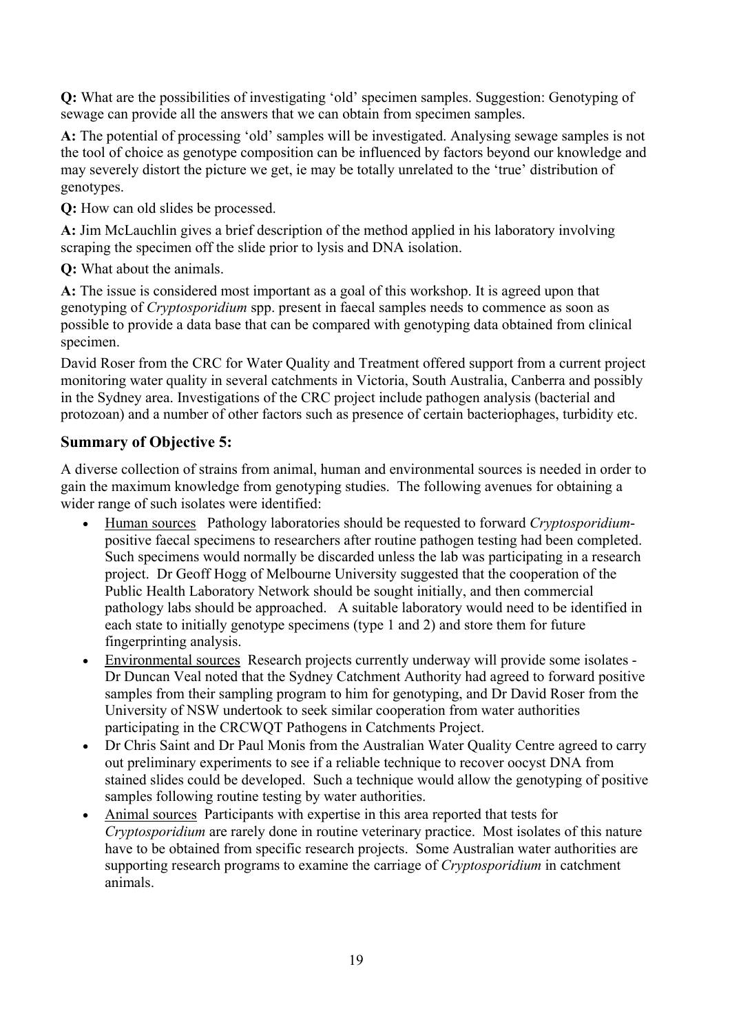**Q:** What are the possibilities of investigating 'old' specimen samples. Suggestion: Genotyping of sewage can provide all the answers that we can obtain from specimen samples.

**A:** The potential of processing 'old' samples will be investigated. Analysing sewage samples is not the tool of choice as genotype composition can be influenced by factors beyond our knowledge and may severely distort the picture we get, ie may be totally unrelated to the 'true' distribution of genotypes.

**Q:** How can old slides be processed.

**A:** Jim McLauchlin gives a brief description of the method applied in his laboratory involving scraping the specimen off the slide prior to lysis and DNA isolation.

**Q:** What about the animals.

**A:** The issue is considered most important as a goal of this workshop. It is agreed upon that genotyping of *Cryptosporidium* spp. present in faecal samples needs to commence as soon as possible to provide a data base that can be compared with genotyping data obtained from clinical specimen.

David Roser from the CRC for Water Quality and Treatment offered support from a current project monitoring water quality in several catchments in Victoria, South Australia, Canberra and possibly in the Sydney area. Investigations of the CRC project include pathogen analysis (bacterial and protozoan) and a number of other factors such as presence of certain bacteriophages, turbidity etc.

## Summary of Objective 5:

A diverse collection of strains from animal, human and environmental sources is needed in order to gain the maximum knowledge from genotyping studies. The following avenues for obtaining a wider range of such isolates were identified:

- Human sources Pathology laboratories should be requested to forward *Cryptosporidium*-positive faecal specimens to researchers after routine pathogen testing had been completed. Such specimens would normally be discarded unless the lab was participating in a research project. Dr Geoff Hogg of Melbourne University suggested that the cooperation of the Public Health Laboratory Network should be sought initially, and then commercial pathology labs should be approached. A suitable laboratory would need to be identified in each state to initially genotype specimens (type 1 and 2) and store them for future fingerprinting analysis.
- Environmental sources Research projects currently underway will provide some isolates - Dr Duncan Veal noted that the Sydney Catchment Authority had agreed to forward positive samples from their sampling program to him for genotyping, and Dr David Roser from the University of NSW undertook to seek similar cooperation from water authorities participating in the CRCWQT Pathogens in Catchments Project.
- Dr Chris Saint and Dr Paul Monis from the Australian Water Quality Centre agreed to carry out preliminary experiments to see if a reliable technique to recover oocyst DNA from stained slides could be developed. Such a technique would allow the genotyping of positive samples following routine testing by water authorities.
- Animal sources Participants with expertise in this area reported that tests for *Cryptosporidium* are rarely done in routine veterinary practice. Most isolates of this nature have to be obtained from specific research projects. Some Australian water authorities are supporting research programs to examine the carriage of *Cryptosporidium* in catchment animals.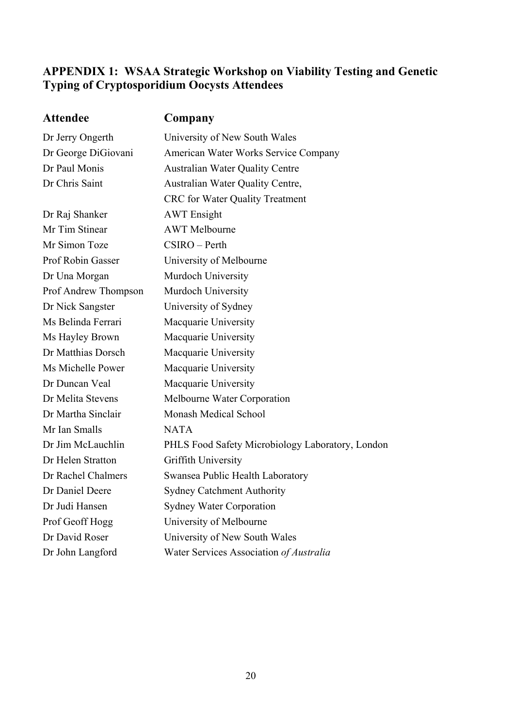## APPENDIX 1: WSAA Strategic Workshop on Viability Testing and Genetic Typing of Cryptosporidium Oocysts Attendees

| Attendee | Company |
| --- | --- |
| Dr Jerry Ongerth | University of New South Wales |
| Dr George DiGiovani | American Water Works Service Company |
| Dr Paul Monis | Australian Water Quality Centre |
| Dr Chris Saint | Australian Water Quality Centre, CRC for Water Quality Treatment |
| Dr Raj Shanker | AWT Ensight |
| Mr Tim Stinear | AWT Melbourne |
| Mr Simon Toze | CSIRO – Perth |
| Prof Robin Gasser | University of Melbourne |
| Dr Una Morgan | Murdoch University |
| Prof Andrew Thompson | Murdoch University |
| Dr Nick Sangster | University of Sydney |
| Ms Belinda Ferrari | Macquarie University |
| Ms Hayley Brown | Macquarie University |
| Dr Matthias Dorsch | Macquarie University |
| Ms Michelle Power | Macquarie University |
| Dr Duncan Veal | Macquarie University |
| Dr Melita Stevens | Melbourne Water Corporation |
| Dr Martha Sinclair | Monash Medical School |
| Mr Ian Smalls | NATA |
| Dr Jim McLauchlin | PHLS Food Safety Microbiology Laboratory, London |
| Dr Helen Stratton | Griffith University |
| Dr Rachel Chalmers | Swansea Public Health Laboratory |
| Dr Daniel Deere | Sydney Catchment Authority |
| Dr Judi Hansen | Sydney Water Corporation |
| Prof Geoff Hogg | University of Melbourne |
| Dr David Roser | University of New South Wales |
| Dr John Langford | Water Services Association *of Australia* |